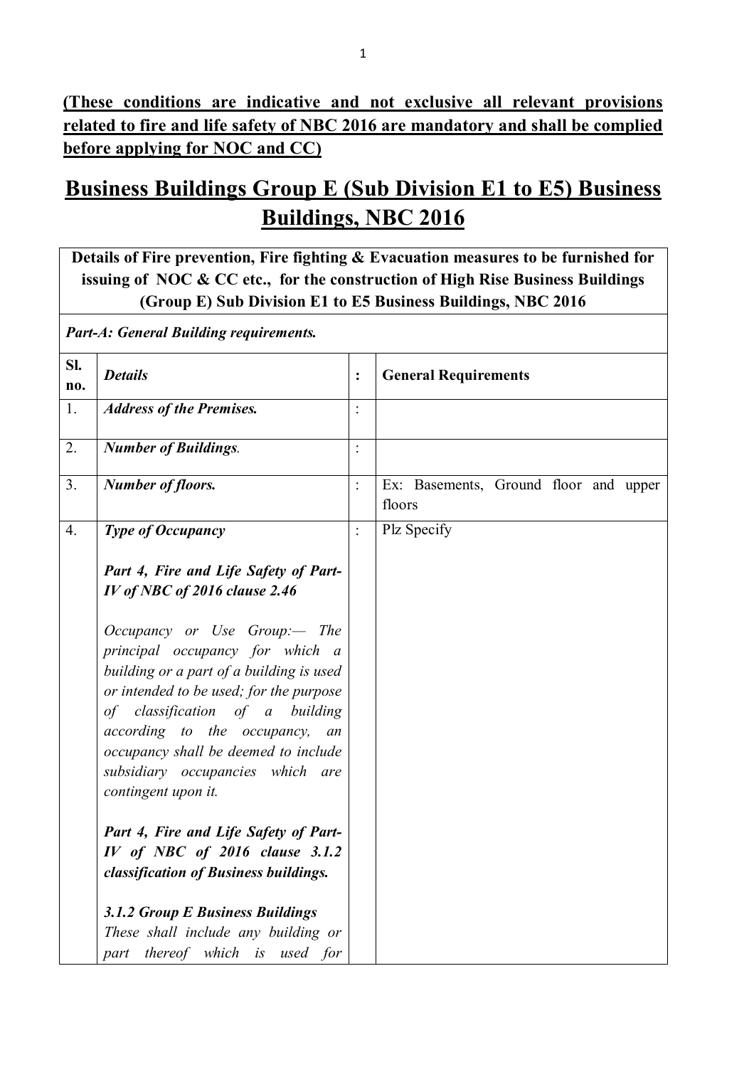**(These conditions are indicative and not exclusive all relevant provisions related to fire and life safety of NBC 2016 are mandatory and shall be complied before applying for NOC and CC)**

# Business Buildings Group E (Sub Division E1 to E5) Business Buildings, NBC 2016

| **Details of Fire prevention, Fire fighting & Evacuation measures to be furnished for issuing of NOC & CC etc., for the construction of High Rise Business Buildings (Group E) Sub Division E1 to E5 Business Buildings, NBC 2016** | | | |
|---|---|---|---|
| ***Part-A: General Building requirements.*** | | | |
| **Sl. no.** | ***Details*** | **:** | **General Requirements** |
| 1. | ***Address of the Premises.*** | : | |
| 2. | ***Number of Buildings.*** | : | |
| 3. | ***Number of floors.*** | : | Ex: Basements, Ground floor and upper floors |
| 4. | ***Type of Occupancy***<br><br>***Part 4, Fire and Life Safety of Part-IV of NBC of 2016 clause 2.46***<br><br>*Occupancy or Use Group:— The principal occupancy for which a building or a part of a building is used or intended to be used; for the purpose of classification of a building according to the occupancy, an occupancy shall be deemed to include subsidiary occupancies which are contingent upon it.*<br><br>***Part 4, Fire and Life Safety of Part-IV of NBC of 2016 clause 3.1.2 classification of Business buildings.***<br><br>***3.1.2 Group E Business Buildings***<br>*These shall include any building or part thereof which is used for* | : | Plz Specify |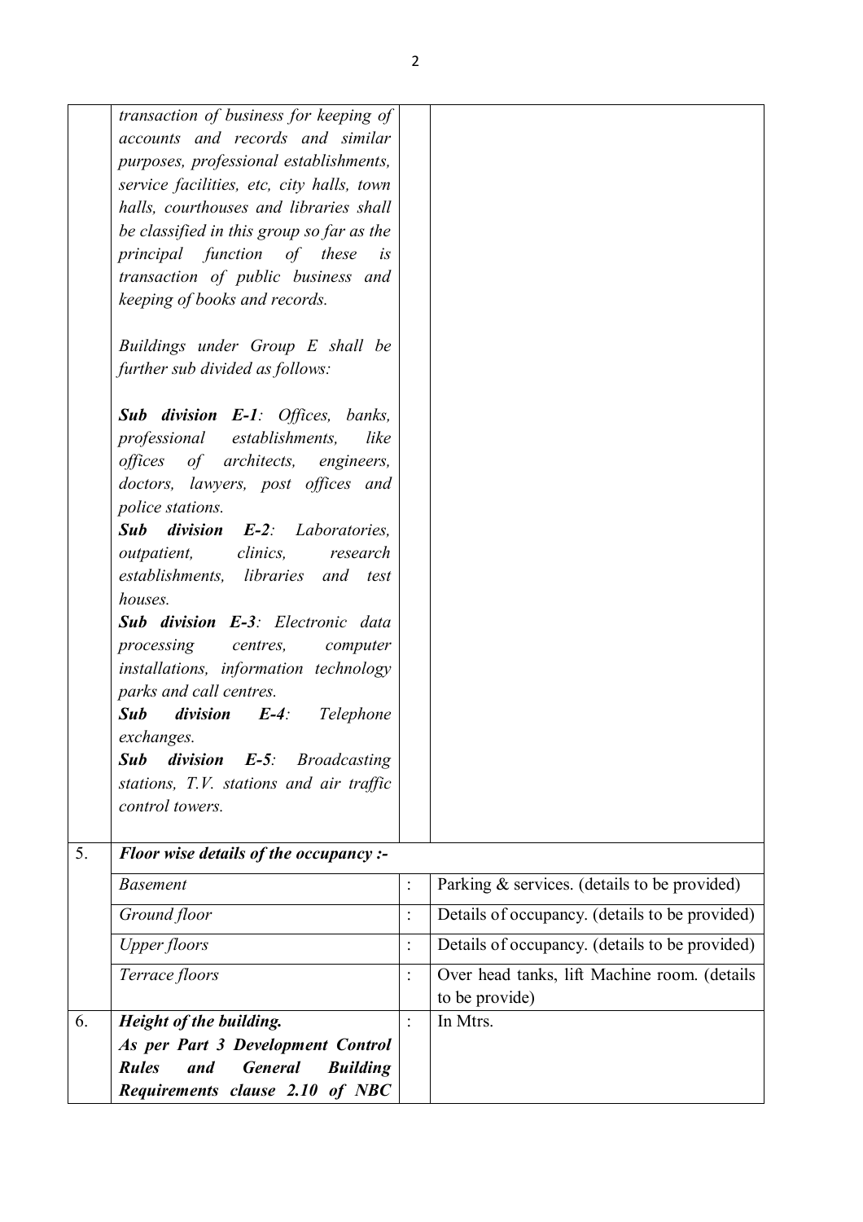| | | | |
|---|---|---|---|
| | *transaction of business for keeping of accounts and records and similar purposes, professional establishments, service facilities, etc, city halls, town halls, courthouses and libraries shall be classified in this group so far as the principal function of these is transaction of public business and keeping of books and records.*<br><br>*Buildings under Group E shall be further sub divided as follows:*<br><br>***Sub division E-1****: Offices, banks, professional establishments, like offices of architects, engineers, doctors, lawyers, post offices and police stations.*<br>***Sub division E-2****: Laboratories, outpatient, clinics, research establishments, libraries and test houses.*<br>***Sub division E-3****: Electronic data processing centres, computer installations, information technology parks and call centres.*<br>***Sub division E-4****: Telephone exchanges.*<br>***Sub division E-5****: Broadcasting stations, T.V. stations and air traffic control towers.* | | |
| 5. | ***Floor wise details of the occupancy :-*** | | |
| | *Basement* | : | Parking & services. (details to be provided) |
| | *Ground floor* | : | Details of occupancy. (details to be provided) |
| | *Upper floors* | : | Details of occupancy. (details to be provided) |
| | *Terrace floors* | : | Over head tanks, lift Machine room. (details to be provide) |
| 6. | ***Height of the building.***<br>***As per Part 3 Development Control Rules and General Building Requirements clause 2.10 of NBC*** | : | In Mtrs. |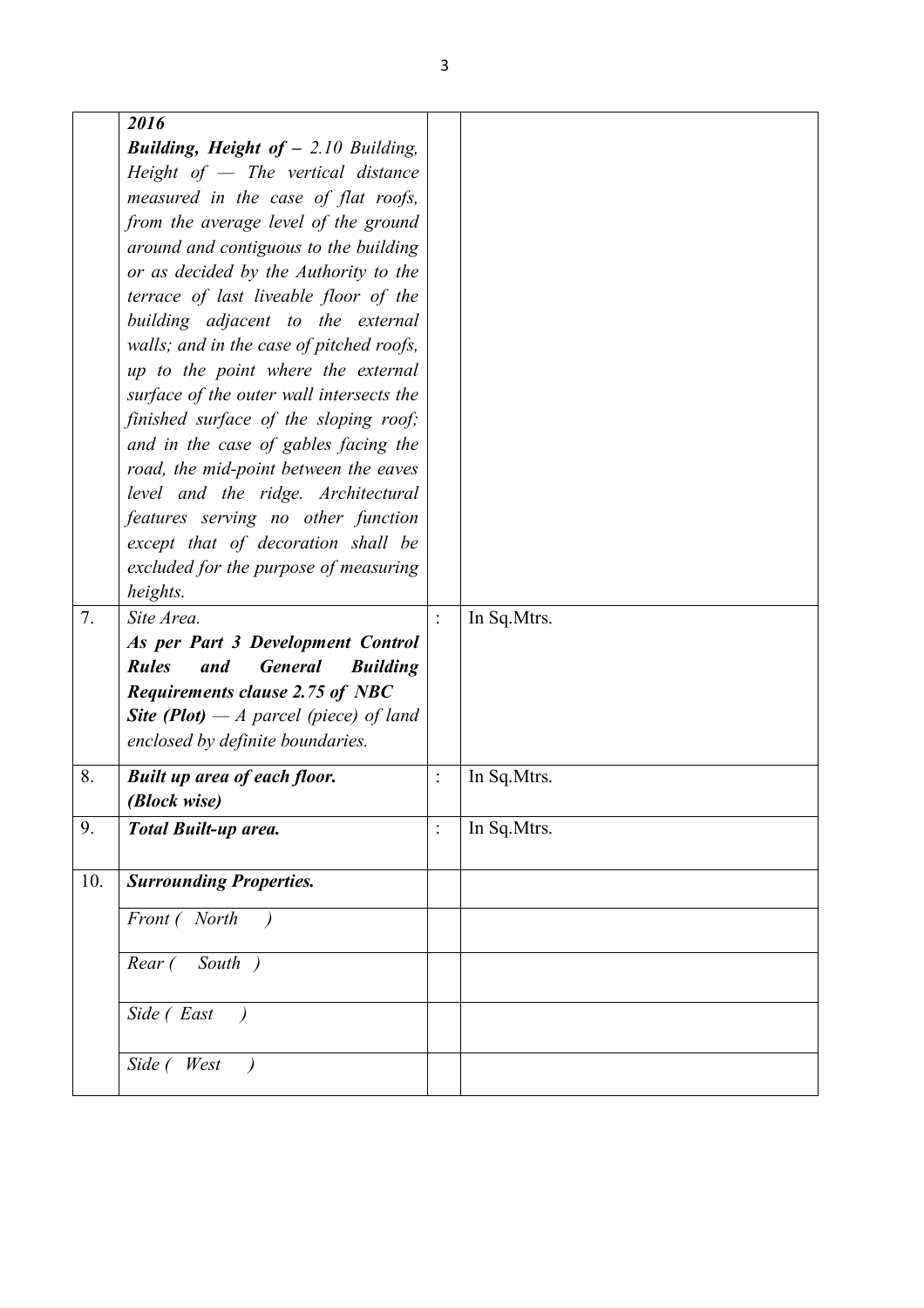|  | ***2016***<br>***Building, Height of –*** *2.10 Building, Height of — The vertical distance measured in the case of flat roofs, from the average level of the ground around and contiguous to the building or as decided by the Authority to the terrace of last liveable floor of the building adjacent to the external walls; and in the case of pitched roofs, up to the point where the external surface of the outer wall intersects the finished surface of the sloping roof; and in the case of gables facing the road, the mid-point between the eaves level and the ridge. Architectural features serving no other function except that of decoration shall be excluded for the purpose of measuring heights.* |  |  |
|---|---|---|---|
| 7. | *Site Area.*<br>***As per Part 3 Development Control Rules and General Building Requirements clause 2.75 of NBC***<br>***Site (Plot)*** *— A parcel (piece) of land enclosed by definite boundaries.* | : | In Sq.Mtrs. |
| 8. | ***Built up area of each floor. (Block wise)*** | : | In Sq.Mtrs. |
| 9. | ***Total Built-up area.*** | : | In Sq.Mtrs. |
| 10. | ***Surrounding Properties.*** |  |  |
|  | *Front ( North )* |  |  |
|  | *Rear ( South )* |  |  |
|  | *Side ( East )* |  |  |
|  | *Side ( West )* |  |  |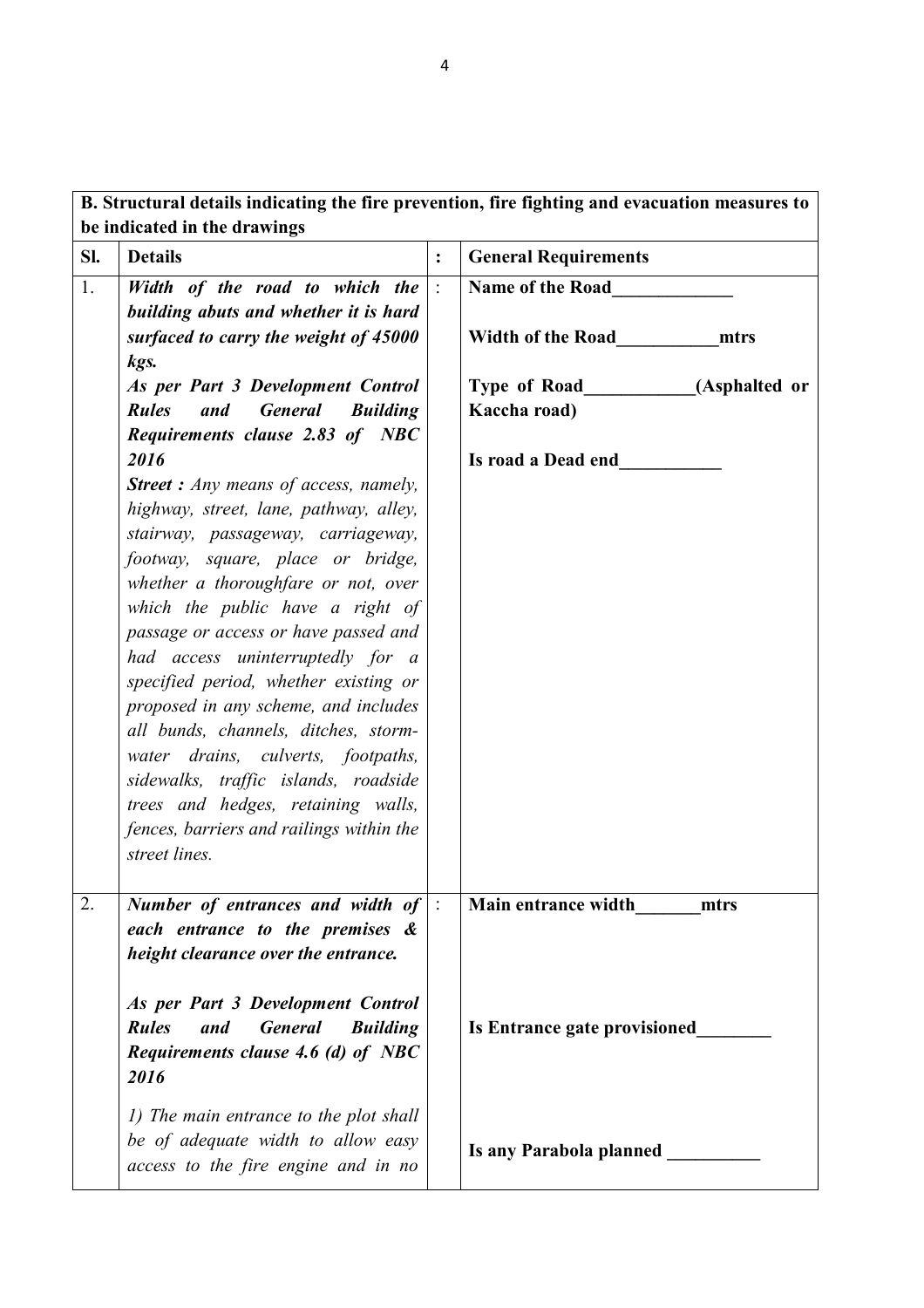| B. Structural details indicating the fire prevention, fire fighting and evacuation measures to be indicated in the drawings | | | |
|---|---|---|---|
| **Sl.** | **Details** | **:** | **General Requirements** |
| 1. | ***Width of the road to which the building abuts and whether it is hard surfaced to carry the weight of 45000 kgs.***<br><br>***As per Part 3 Development Control Rules and General Building Requirements clause 2.83 of NBC 2016***<br><br>***Street :*** *Any means of access, namely, highway, street, lane, pathway, alley, stairway, passageway, carriageway, footway, square, place or bridge, whether a thoroughfare or not, over which the public have a right of passage or access or have passed and had access uninterruptedly for a specified period, whether existing or proposed in any scheme, and includes all bunds, channels, ditches, storm-water drains, culverts, footpaths, sidewalks, traffic islands, roadside trees and hedges, retaining walls, fences, barriers and railings within the street lines.* | : | **Name of the Road_____________**<br><br>**Width of the Road___________mtrs**<br><br>**Type of Road____________(Asphalted or Kaccha road)**<br><br>**Is road a Dead end___________** |
| 2. | ***Number of entrances and width of each entrance to the premises & height clearance over the entrance.***<br><br>***As per Part 3 Development Control Rules and General Building Requirements clause 4.6 (d) of NBC 2016***<br><br>*1) The main entrance to the plot shall be of adequate width to allow easy access to the fire engine and in no* | : | **Main entrance width_______mtrs**<br><br>**Is Entrance gate provisioned________**<br><br>**Is any Parabola planned __________** |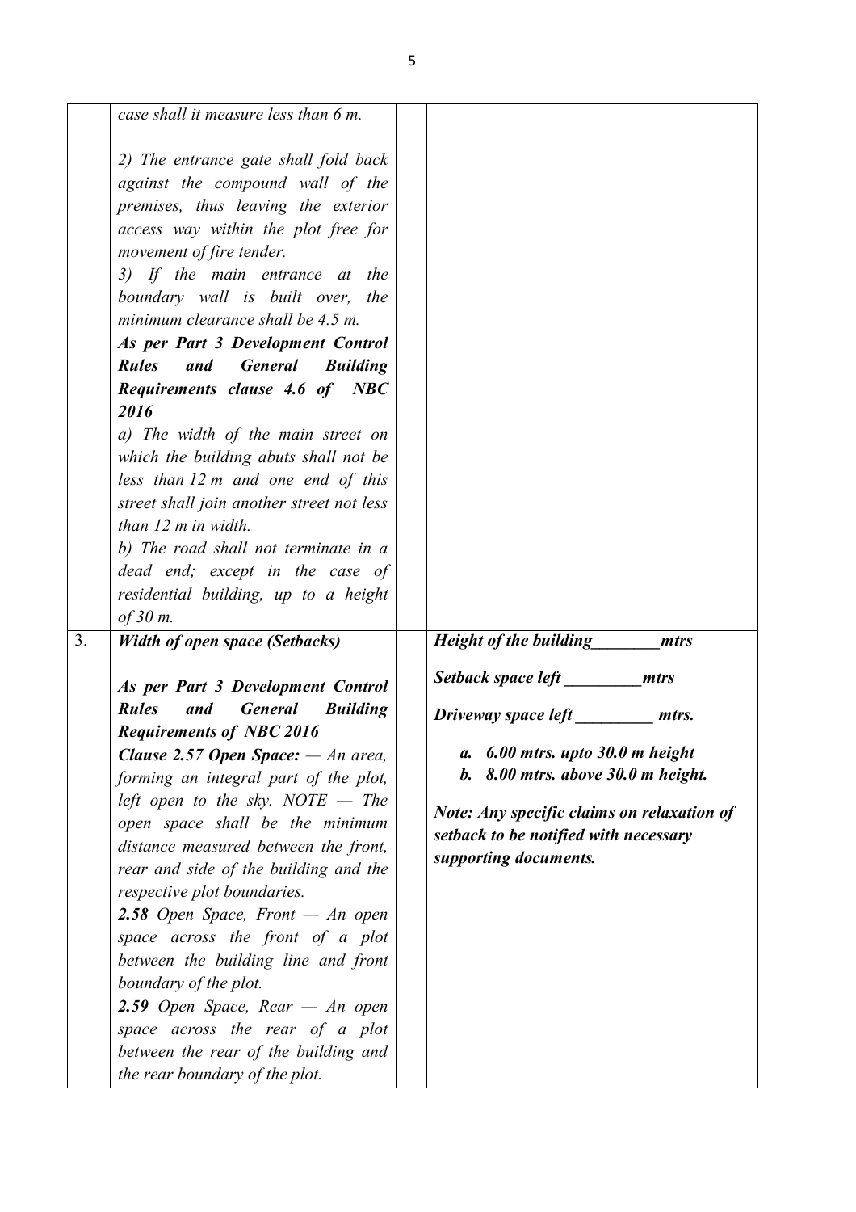| | | | |
|---|---|---|---|
| | *case shall it measure less than 6 m.*<br><br>*2) The entrance gate shall fold back against the compound wall of the premises, thus leaving the exterior access way within the plot free for movement of fire tender.*<br>*3) If the main entrance at the boundary wall is built over, the minimum clearance shall be 4.5 m.*<br>***As per Part 3 Development Control Rules and General Building Requirements clause 4.6 of NBC 2016***<br>*a) The width of the main street on which the building abuts shall not be less than 12 m and one end of this street shall join another street not less than 12 m in width.*<br>*b) The road shall not terminate in a dead end; except in the case of residential building, up to a height of 30 m.* | | |
| 3. | ***Width of open space (Setbacks)***<br><br>***As per Part 3 Development Control Rules and General Building Requirements of NBC 2016***<br>***Clause 2.57 Open Space:*** *— An area, forming an integral part of the plot, left open to the sky. NOTE — The open space shall be the minimum distance measured between the front, rear and side of the building and the respective plot boundaries.*<br>***2.58*** *Open Space, Front — An open space across the front of a plot between the building line and front boundary of the plot.*<br>***2.59*** *Open Space, Rear — An open space across the rear of a plot between the rear of the building and the rear boundary of the plot.* | | ***Height of the building________mtrs***<br><br>***Setback space left _________mtrs***<br><br>***Driveway space left _________ mtrs.***<br><br>***a. 6.00 mtrs. upto 30.0 m height***<br>***b. 8.00 mtrs. above 30.0 m height.***<br><br>***Note: Any specific claims on relaxation of setback to be notified with necessary supporting documents.*** |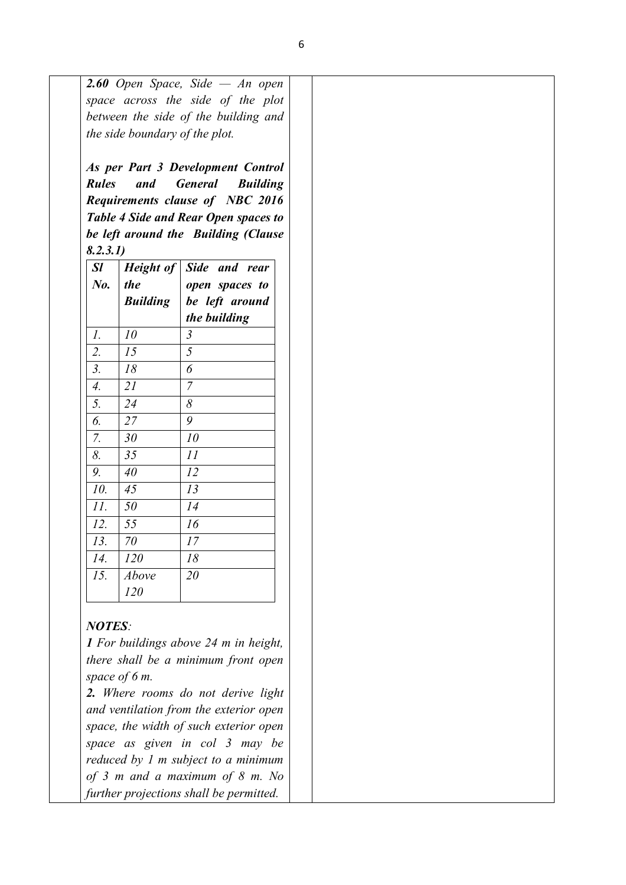***2.60*** *Open Space, Side — An open space across the side of the plot between the side of the building and the side boundary of the plot.*

***As per Part 3 Development Control Rules and General Building Requirements clause of NBC 2016 Table 4 Side and Rear Open spaces to be left around the Building (Clause 8.2.3.1)***

| ***Sl No.*** | ***Height of the Building*** | ***Side and rear open spaces to be left around the building*** |
|---|---|---|
| *1.* | *10* | *3* |
| *2.* | *15* | *5* |
| *3.* | *18* | *6* |
| *4.* | *21* | *7* |
| *5.* | *24* | *8* |
| *6.* | *27* | *9* |
| *7.* | *30* | *10* |
| *8.* | *35* | *11* |
| *9.* | *40* | *12* |
| *10.* | *45* | *13* |
| *11.* | *50* | *14* |
| *12.* | *55* | *16* |
| *13.* | *70* | *17* |
| *14.* | *120* | *18* |
| *15.* | *Above 120* | *20* |

***NOTES:***

***1*** *For buildings above 24 m in height, there shall be a minimum front open space of 6 m.*

***2.*** *Where rooms do not derive light and ventilation from the exterior open space, the width of such exterior open space as given in col 3 may be reduced by 1 m subject to a minimum of 3 m and a maximum of 8 m. No further projections shall be permitted.*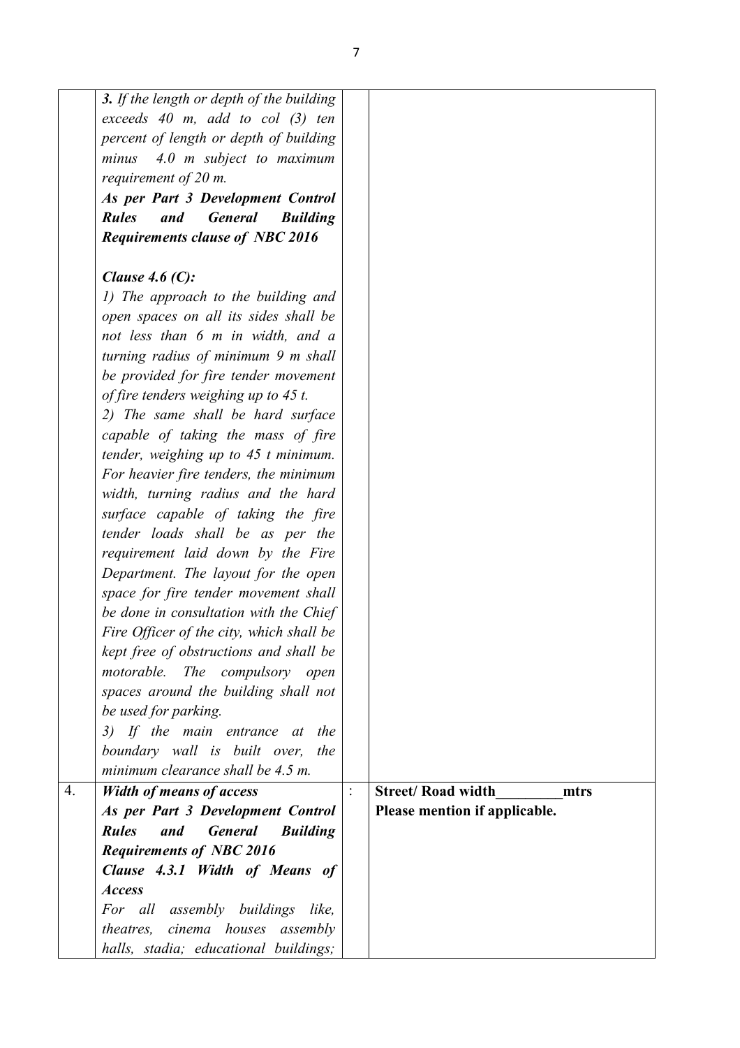|  |  |  |  |
|---|---|---|---|
|  | ***3.** If the length or depth of the building exceeds 40 m, add to col (3) ten percent of length or depth of building minus 4.0 m subject to maximum requirement of 20 m.*<br>***As per Part 3 Development Control Rules and General Building Requirements clause of NBC 2016***<br><br>***Clause 4.6 (C):***<br>*1) The approach to the building and open spaces on all its sides shall be not less than 6 m in width, and a turning radius of minimum 9 m shall be provided for fire tender movement of fire tenders weighing up to 45 t.*<br>*2) The same shall be hard surface capable of taking the mass of fire tender, weighing up to 45 t minimum. For heavier fire tenders, the minimum width, turning radius and the hard surface capable of taking the fire tender loads shall be as per the requirement laid down by the Fire Department. The layout for the open space for fire tender movement shall be done in consultation with the Chief Fire Officer of the city, which shall be kept free of obstructions and shall be motorable. The compulsory open spaces around the building shall not be used for parking.*<br>*3) If the main entrance at the boundary wall is built over, the minimum clearance shall be 4.5 m.* |  |  |
| 4. | ***Width of means of access***<br>***As per Part 3 Development Control Rules and General Building Requirements of NBC 2016***<br>***Clause 4.3.1 Width of Means of Access***<br>*For all assembly buildings like, theatres, cinema houses assembly halls, stadia; educational buildings;* | : | **Street/ Road width\_\_\_\_\_\_\_\_\_mtrs**<br>**Please mention if applicable.** |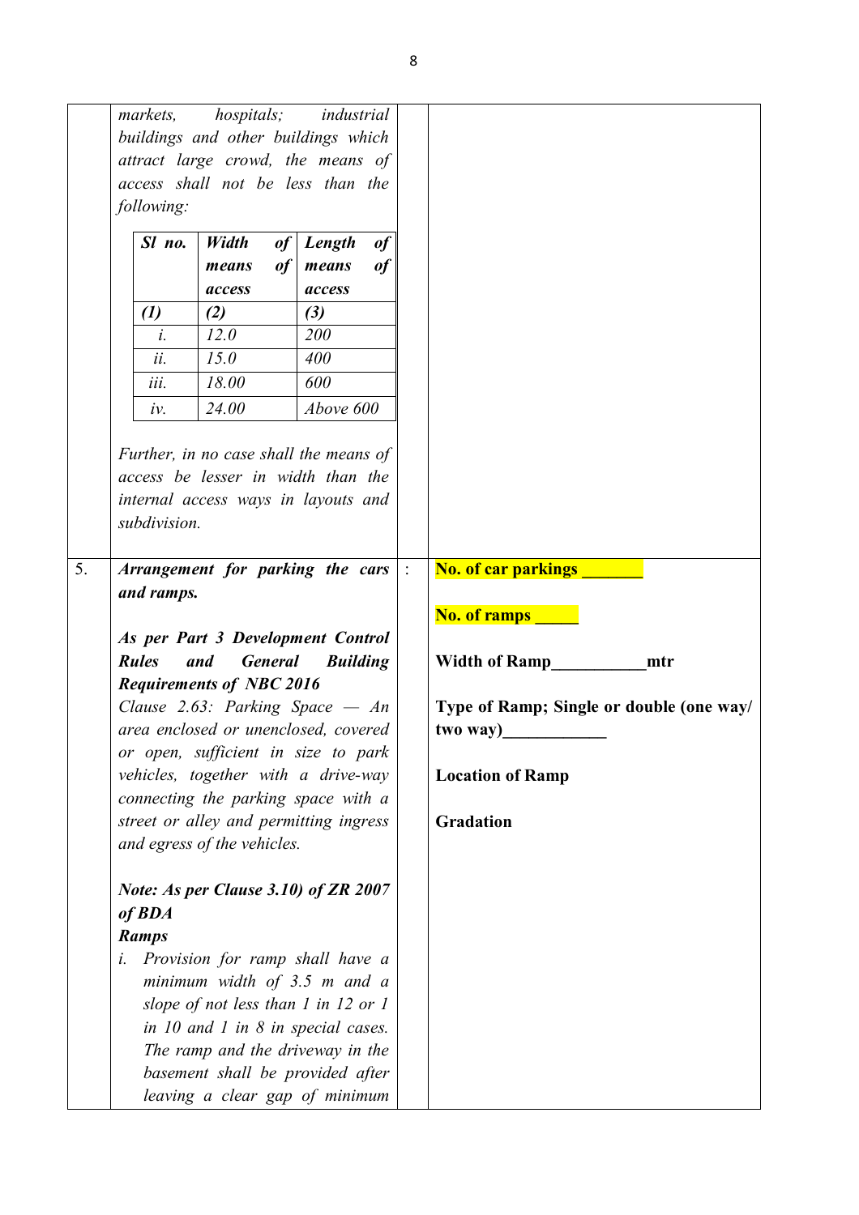| | | | |
|---|---|---|---|
| | *markets, hospitals; industrial buildings and other buildings which attract large crowd, the means of access shall not be less than the following:*<br><br>*Sl no.* / *Width of means of access* / *Length of means of access*<br>*(1)* / *(2)* / *(3)*<br>*i.* / *12.0* / *200*<br>*ii.* / *15.0* / *400*<br>*iii.* / *18.00* / *600*<br>*iv.* / *24.00* / *Above 600*<br><br>*Further, in no case shall the means of access be lesser in width than the internal access ways in layouts and subdivision.* | | |
| 5. | ***Arrangement for parking the cars and ramps.***<br><br>***As per Part 3 Development Control Rules and General Building Requirements of NBC 2016***<br>*Clause 2.63: Parking Space — An area enclosed or unenclosed, covered or open, sufficient in size to park vehicles, together with a drive-way connecting the parking space with a street or alley and permitting ingress and egress of the vehicles.*<br><br>***Note: As per Clause 3.10) of ZR 2007 of BDA***<br>***Ramps***<br>*i. Provision for ramp shall have a minimum width of 3.5 m and a slope of not less than 1 in 12 or 1 in 10 and 1 in 8 in special cases. The ramp and the driveway in the basement shall be provided after leaving a clear gap of minimum* | : | **No. of car parkings _______**<br><br>**No. of ramps _____**<br><br>**Width of Ramp___________mtr**<br><br>**Type of Ramp; Single or double (one way/ two way)____________**<br><br>**Location of Ramp**<br><br>**Gradation** |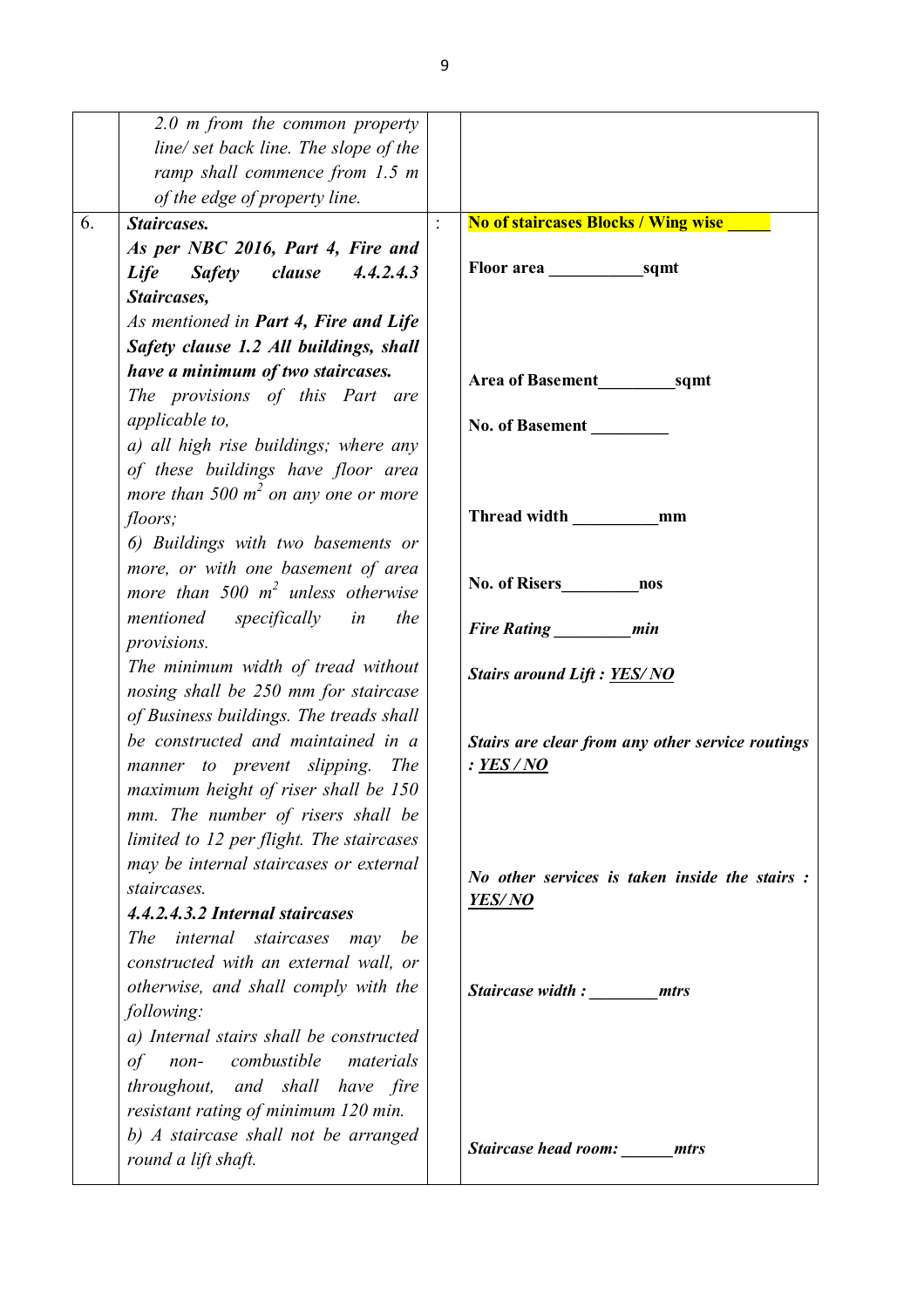| | | | |
|---|---|---|---|
| | *2.0 m from the common property line/ set back line. The slope of the ramp shall commence from 1.5 m of the edge of property line.* | | |
| 6. | ***Staircases.*** <br> ***As per NBC 2016, Part 4, Fire and Life Safety clause 4.4.2.4.3 Staircases,*** <br> *As mentioned in **Part 4, Fire and Life Safety clause 1.2 All buildings, shall have a minimum of two staircases.*** <br> *The provisions of this Part are applicable to,* <br> *a) all high rise buildings; where any of these buildings have floor area more than 500 $m^2$ on any one or more floors;* <br> *6) Buildings with two basements or more, or with one basement of area more than 500 $m^2$ unless otherwise mentioned specifically in the provisions.* <br> *The minimum width of tread without nosing shall be 250 mm for staircase of Business buildings. The treads shall be constructed and maintained in a manner to prevent slipping. The maximum height of riser shall be 150 mm. The number of risers shall be limited to 12 per flight. The staircases may be internal staircases or external staircases.* <br> ***4.4.2.4.3.2 Internal staircases*** <br> *The internal staircases may be constructed with an external wall, or otherwise, and shall comply with the following:* <br> *a) Internal stairs shall be constructed of non- combustible materials throughout, and shall have fire resistant rating of minimum 120 min.* <br> *b) A staircase shall not be arranged round a lift shaft.* | : | **No of staircases Blocks / Wing wise _____** <br><br> **Floor area ___________sqmt** <br><br> **Area of Basement_________sqmt** <br><br> **No. of Basement _________** <br><br> **Thread width __________mm** <br><br> **No. of Risers_________nos** <br><br> ***Fire Rating _________min*** <br><br> ***Stairs around Lift : YES/ NO*** <br><br> ***Stairs are clear from any other service routings : YES / NO*** <br><br> ***No other services is taken inside the stairs : YES/ NO*** <br><br> ***Staircase width : ________mtrs*** <br><br> ***Staircase head room: ______mtrs*** |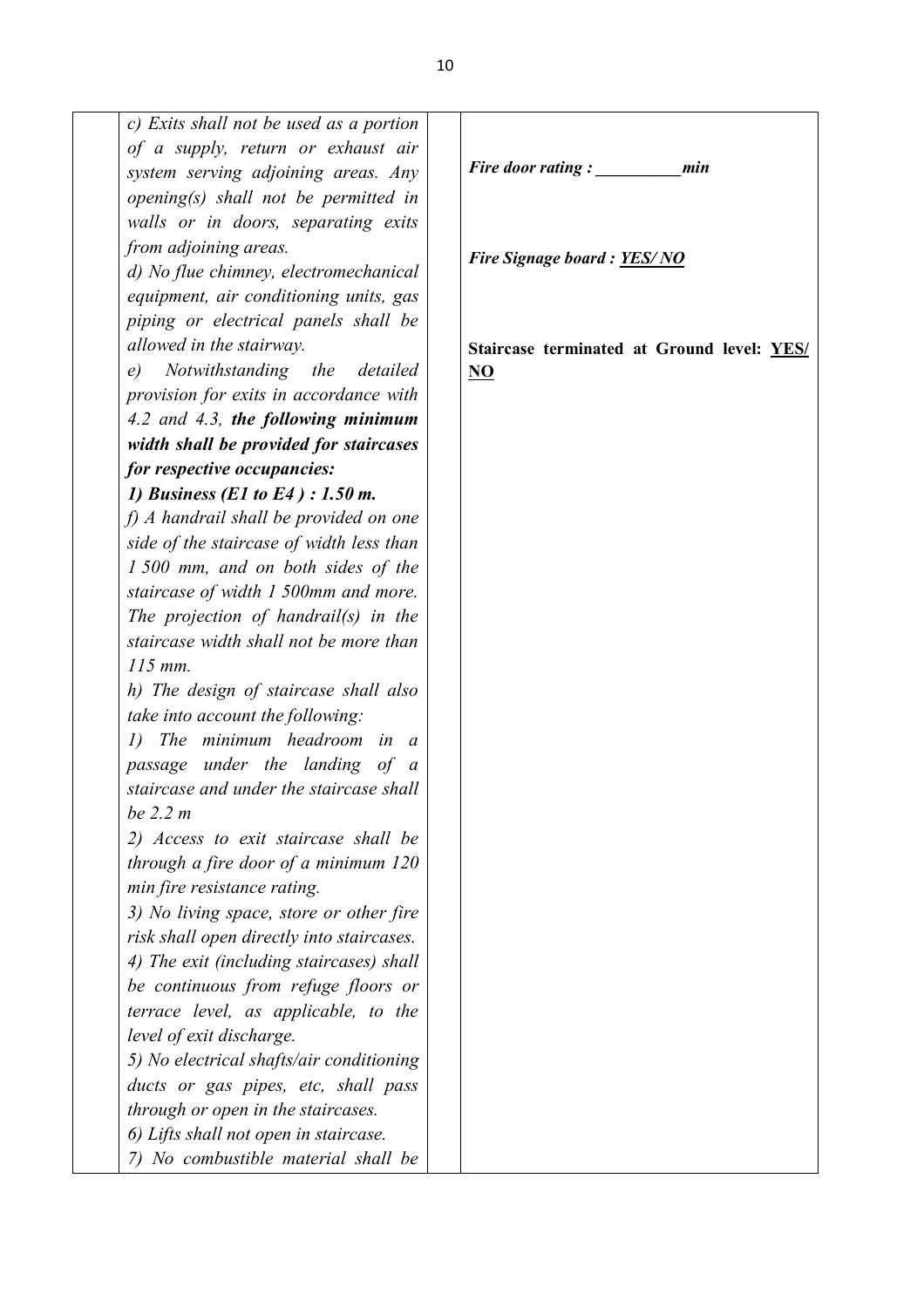|  | *c) Exits shall not be used as a portion of a supply, return or exhaust air system serving adjoining areas. Any opening(s) shall not be permitted in walls or in doors, separating exits from adjoining areas.*<br>*d) No flue chimney, electromechanical equipment, air conditioning units, gas piping or electrical panels shall be allowed in the stairway.*<br>*e) Notwithstanding the detailed provision for exits in accordance with 4.2 and 4.3,* ***the following minimum width shall be provided for staircases for respective occupancies:***<br>***1) Business (E1 to E4 ) : 1.50 m.***<br>*f) A handrail shall be provided on one side of the staircase of width less than 1 500 mm, and on both sides of the staircase of width 1 500mm and more. The projection of handrail(s) in the staircase width shall not be more than 115 mm.*<br>*h) The design of staircase shall also take into account the following:*<br>*1) The minimum headroom in a passage under the landing of a staircase and under the staircase shall be 2.2 m*<br>*2) Access to exit staircase shall be through a fire door of a minimum 120 min fire resistance rating.*<br>*3) No living space, store or other fire risk shall open directly into staircases.*<br>*4) The exit (including staircases) shall be continuous from refuge floors or terrace level, as applicable, to the level of exit discharge.*<br>*5) No electrical shafts/air conditioning ducts or gas pipes, etc, shall pass through or open in the staircases.*<br>*6) Lifts shall not open in staircase.*<br>*7) No combustible material shall be* |  | ***Fire door rating : __________min***<br><br>***Fire Signage board : <u>YES/ NO</u>***<br><br>**Staircase terminated at Ground level: <u>YES/ NO</u>** |
|---|---|---|---|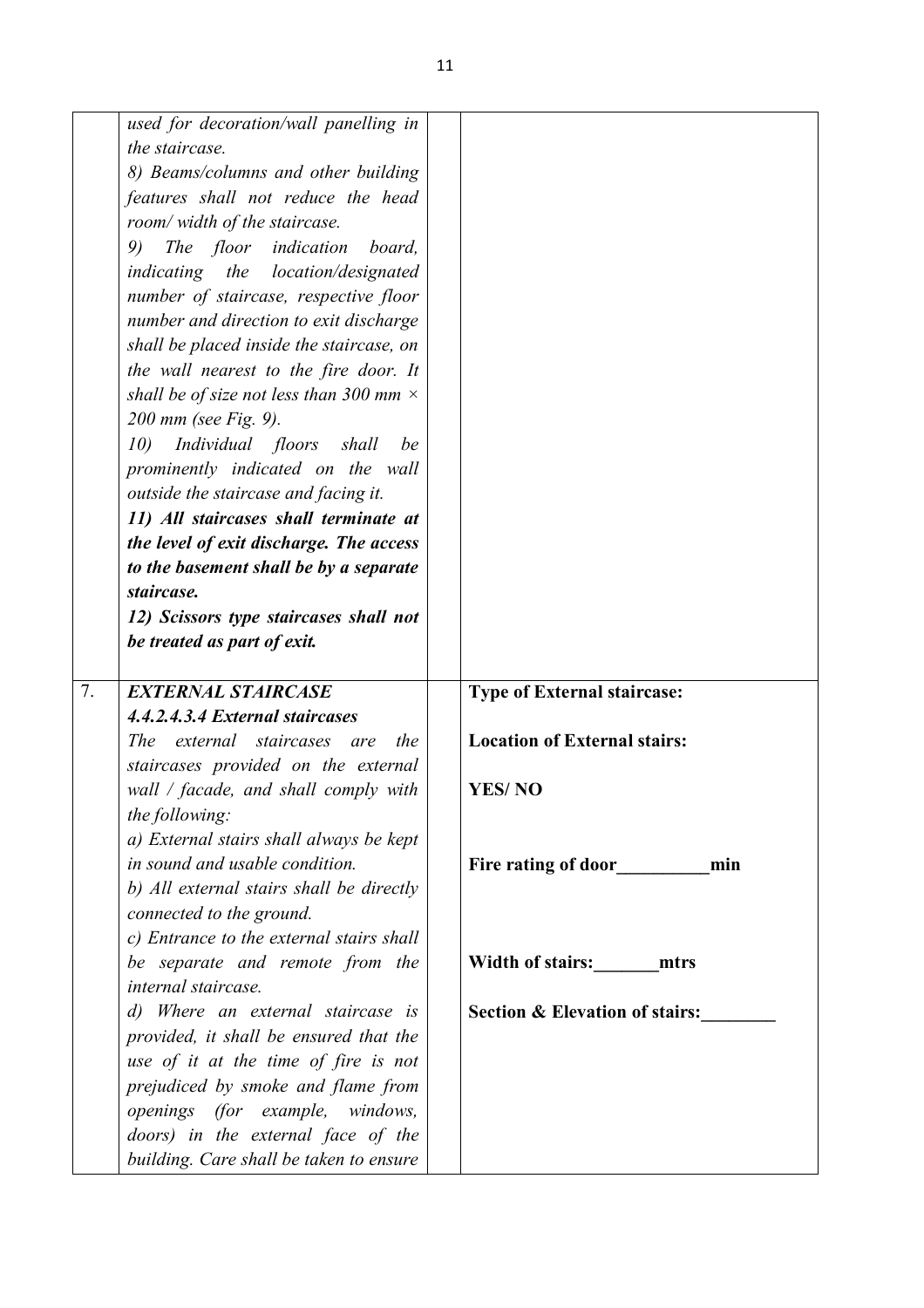| | | | |
|---|---|---|---|
| | *used for decoration/wall panelling in the staircase.*<br>*8) Beams/columns and other building features shall not reduce the head room/ width of the staircase.*<br>*9) The floor indication board, indicating the location/designated number of staircase, respective floor number and direction to exit discharge shall be placed inside the staircase, on the wall nearest to the fire door. It shall be of size not less than 300 mm × 200 mm (see Fig. 9).*<br>*10) Individual floors shall be prominently indicated on the wall outside the staircase and facing it.*<br>***11) All staircases shall terminate at the level of exit discharge. The access to the basement shall be by a separate staircase.***<br>***12) Scissors type staircases shall not be treated as part of exit.*** | | |
| 7. | ***EXTERNAL STAIRCASE***<br>***4.4.2.4.3.4 External staircases***<br>*The external staircases are the staircases provided on the external wall / facade, and shall comply with the following:*<br>*a) External stairs shall always be kept in sound and usable condition.*<br>*b) All external stairs shall be directly connected to the ground.*<br>*c) Entrance to the external stairs shall be separate and remote from the internal staircase.*<br>*d) Where an external staircase is provided, it shall be ensured that the use of it at the time of fire is not prejudiced by smoke and flame from openings (for example, windows, doors) in the external face of the building. Care shall be taken to ensure* | | **Type of External staircase:**<br><br>**Location of External stairs:**<br><br>**YES/ NO**<br><br>**Fire rating of door__________min**<br><br>**Width of stairs:_______mtrs**<br><br>**Section & Elevation of stairs:________** |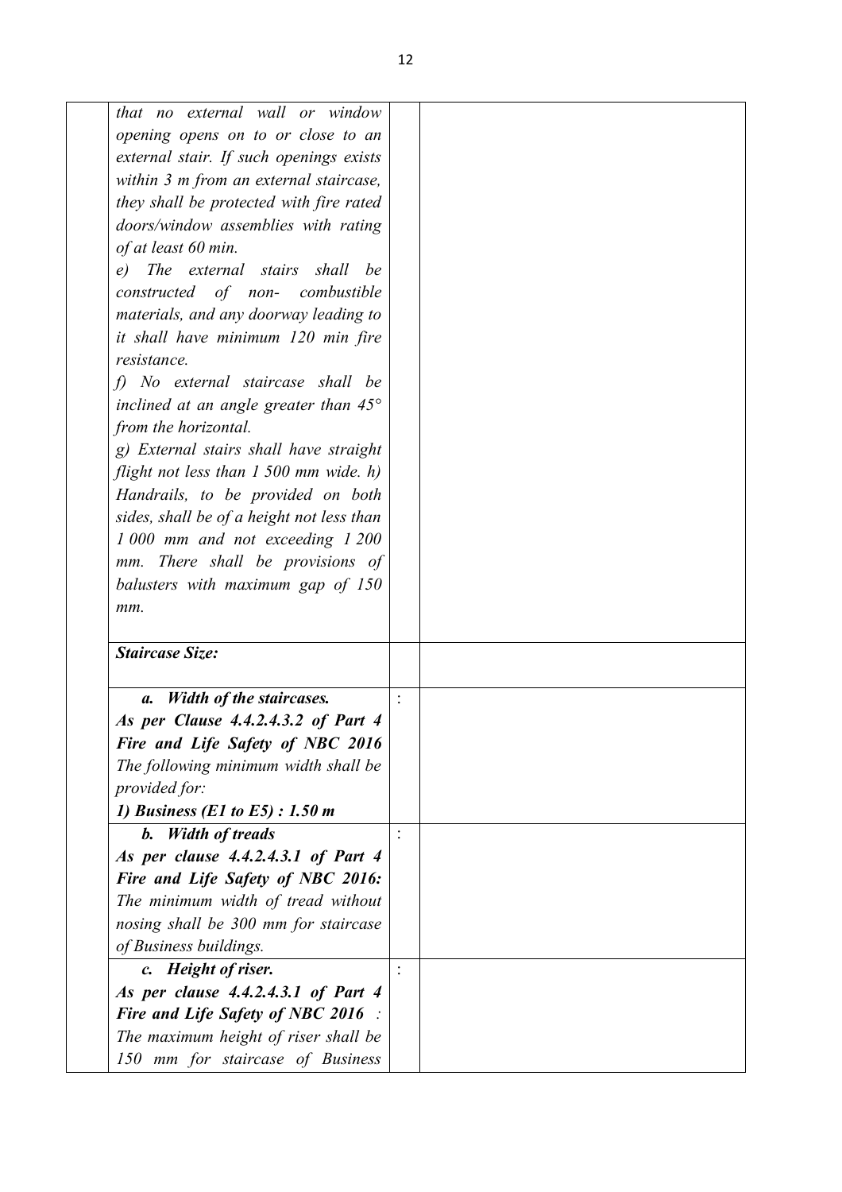| | | | |
|---|---|---|---|
| | *that no external wall or window opening opens on to or close to an external stair. If such openings exists within 3 m from an external staircase, they shall be protected with fire rated doors/window assemblies with rating of at least 60 min.*<br>*e) The external stairs shall be constructed of non- combustible materials, and any doorway leading to it shall have minimum 120 min fire resistance.*<br>*f) No external staircase shall be inclined at an angle greater than 45° from the horizontal.*<br>*g) External stairs shall have straight flight not less than 1 500 mm wide. h) Handrails, to be provided on both sides, shall be of a height not less than 1 000 mm and not exceeding 1 200 mm. There shall be provisions of balusters with maximum gap of 150 mm.* | | |
| | ***Staircase Size:*** | | |
| | ***a. Width of the staircases.***<br>***As per Clause 4.4.2.4.3.2 of Part 4 Fire and Life Safety of NBC 2016***<br>*The following minimum width shall be provided for:*<br>***1) Business (E1 to E5) : 1.50 m*** | : | |
| | ***b. Width of treads***<br>***As per clause 4.4.2.4.3.1 of Part 4 Fire and Life Safety of NBC 2016:***<br>*The minimum width of tread without nosing shall be 300 mm for staircase of Business buildings.* | : | |
| | ***c. Height of riser.***<br>***As per clause 4.4.2.4.3.1 of Part 4 Fire and Life Safety of NBC 2016*** *:*<br>*The maximum height of riser shall be 150 mm for staircase of Business* | : | |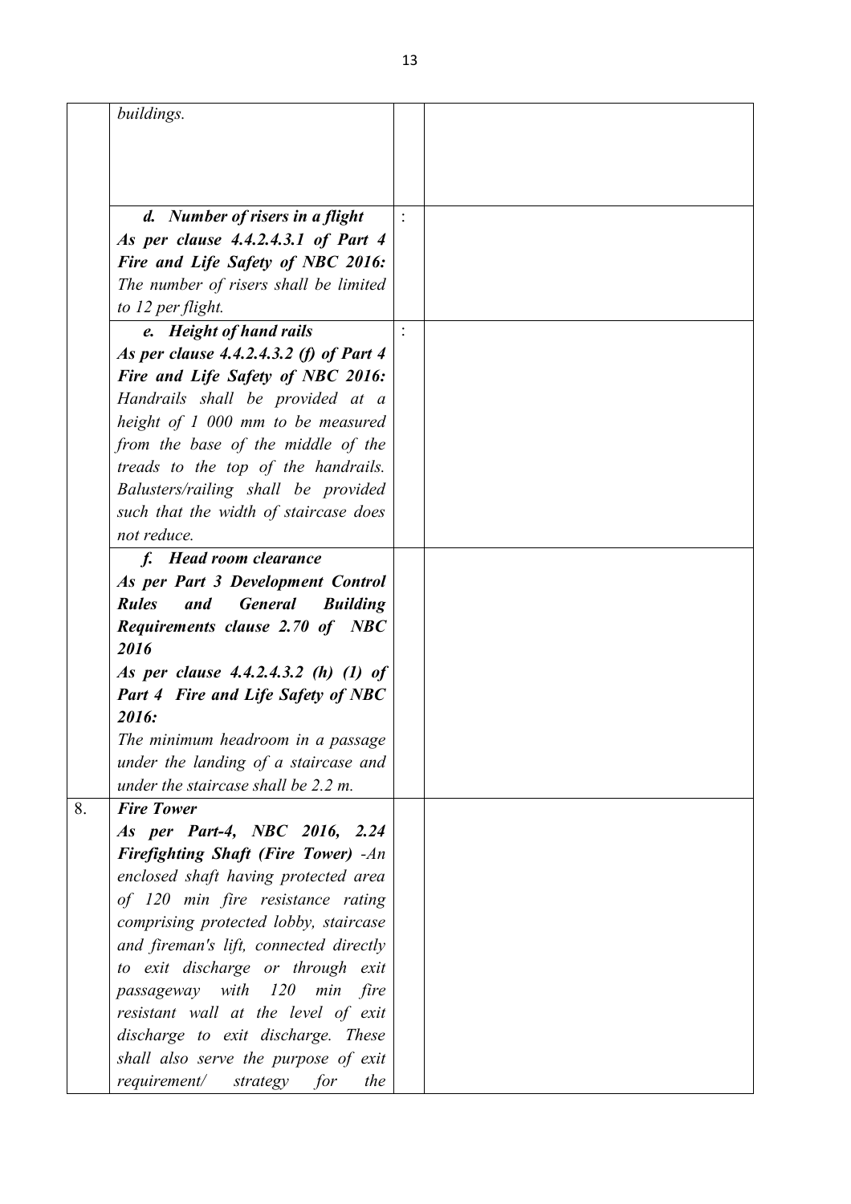|  |  |  |  |
|---|---|---|---|
|  | *buildings.* |  |  |
|  | ***d. Number of risers in a flight***<br>***As per clause 4.4.2.4.3.1 of Part 4 Fire and Life Safety of NBC 2016:***<br>*The number of risers shall be limited to 12 per flight.* | : |  |
|  | ***e. Height of hand rails***<br>***As per clause 4.4.2.4.3.2 (f) of Part 4 Fire and Life Safety of NBC 2016:***<br>*Handrails shall be provided at a height of 1 000 mm to be measured from the base of the middle of the treads to the top of the handrails. Balusters/railing shall be provided such that the width of staircase does not reduce.* | : |  |
|  | ***f. Head room clearance***<br>***As per Part 3 Development Control Rules and General Building Requirements clause 2.70 of NBC 2016***<br>***As per clause 4.4.2.4.3.2 (h) (1) of Part 4 Fire and Life Safety of NBC 2016:***<br>*The minimum headroom in a passage under the landing of a staircase and under the staircase shall be 2.2 m.* |  |  |
| 8. | ***Fire Tower***<br>***As per Part-4, NBC 2016, 2.24 Firefighting Shaft (Fire Tower)*** *-An enclosed shaft having protected area of 120 min fire resistance rating comprising protected lobby, staircase and fireman's lift, connected directly to exit discharge or through exit passageway with 120 min fire resistant wall at the level of exit discharge to exit discharge. These shall also serve the purpose of exit requirement/ strategy for the* |  |  |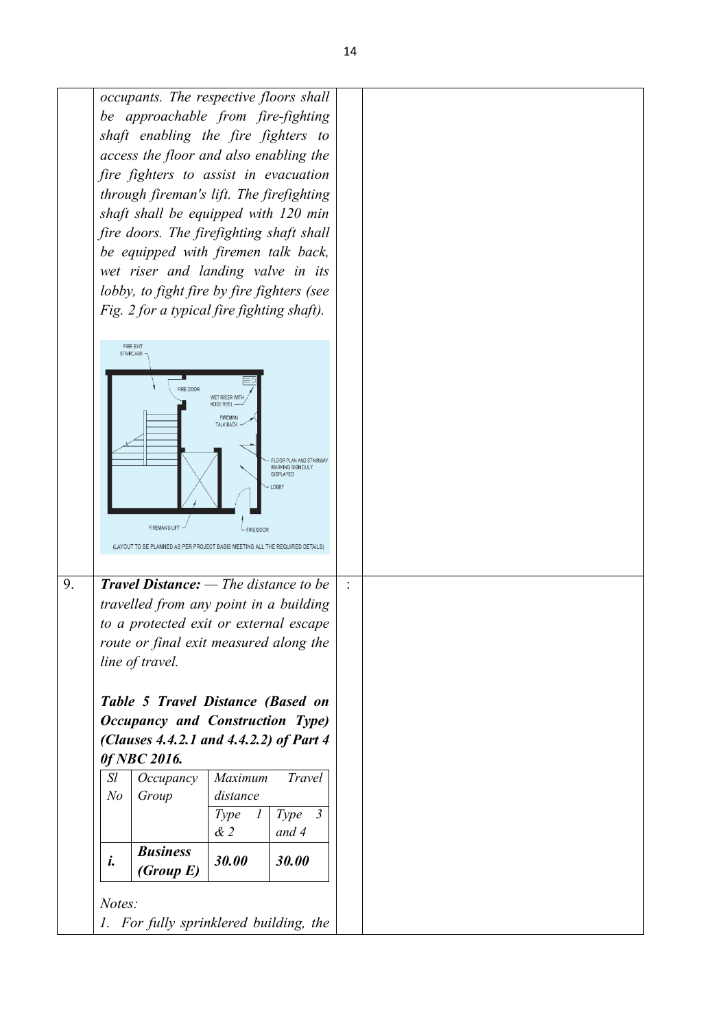*occupants. The respective floors shall be approachable from fire-fighting shaft enabling the fire fighters to access the floor and also enabling the fire fighters to assist in evacuation through fireman's lift. The firefighting shaft shall be equipped with 120 min fire doors. The firefighting shaft shall be equipped with firemen talk back, wet riser and landing valve in its lobby, to fight fire by fire fighters (see Fig. 2 for a typical fire fighting shaft).*

FIRE EXIT STAIRCASE
FIRE DOOR
WET RISER WITH HOSE REEL
FIREMAN TALK BACK
FLOOR PLAN AND STAIRWAY MARKING SIGN DULY DISPLAYED
LOBBY
FIREMAN'S LIFT
FIRE DOOR

(LAYOUT TO BE PLANNED AS PER PROJECT BASIS MEETING ALL THE REQUIRED DETAILS)

9. ***Travel Distance:*** *— The distance to be travelled from any point in a building to a protected exit or external escape route or final exit measured along the line of travel.* :

***Table 5 Travel Distance (Based on Occupancy and Construction Type) (Clauses 4.4.2.1 and 4.4.2.2) of Part 4 0f NBC 2016.***

| *Sl No* | *Occupancy Group* | *Maximum Travel distance* | |
|---|---|---|---|
| | | *Type 1 & 2* | *Type 3 and 4* |
| ***i.*** | ***Business (Group E)*** | ***30.00*** | ***30.00*** |

*Notes:*

*1. For fully sprinklered building, the*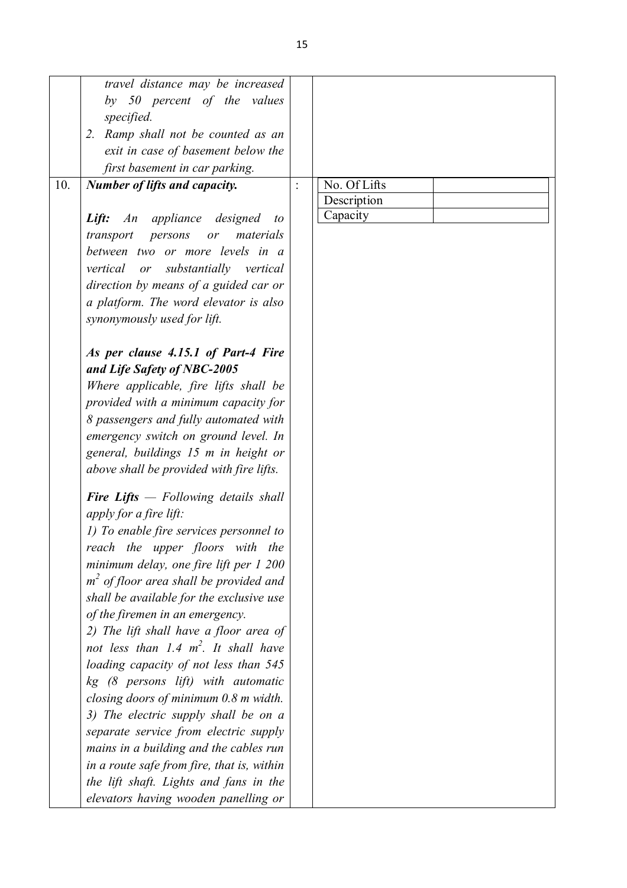| | | | |
|---|---|---|---|
| | *travel distance may be increased by 50 percent of the values specified.*<br>2. *Ramp shall not be counted as an exit in case of basement below the first basement in car parking.* | | |
| 10. | ***Number of lifts and capacity.***<br><br>***Lift:*** *An appliance designed to transport persons or materials between two or more levels in a vertical or substantially vertical direction by means of a guided car or a platform. The word elevator is also synonymously used for lift.*<br><br>***As per clause 4.15.1 of Part-4 Fire and Life Safety of NBC-2005***<br>*Where applicable, fire lifts shall be provided with a minimum capacity for 8 passengers and fully automated with emergency switch on ground level. In general, buildings 15 m in height or above shall be provided with fire lifts.*<br><br>***Fire Lifts*** *— Following details shall apply for a fire lift:*<br>*1) To enable fire services personnel to reach the upper floors with the minimum delay, one fire lift per 1 200 $m^2$ of floor area shall be provided and shall be available for the exclusive use of the firemen in an emergency.*<br>*2) The lift shall have a floor area of not less than 1.4 $m^2$. It shall have loading capacity of not less than 545 kg (8 persons lift) with automatic closing doors of minimum 0.8 m width.*<br>*3) The electric supply shall be on a separate service from electric supply mains in a building and the cables run in a route safe from fire, that is, within the lift shaft. Lights and fans in the elevators having wooden panelling or* | : | <table><tr><td>No. Of Lifts</td><td></td></tr><tr><td>Description</td><td></td></tr><tr><td>Capacity</td><td></td></tr></table> |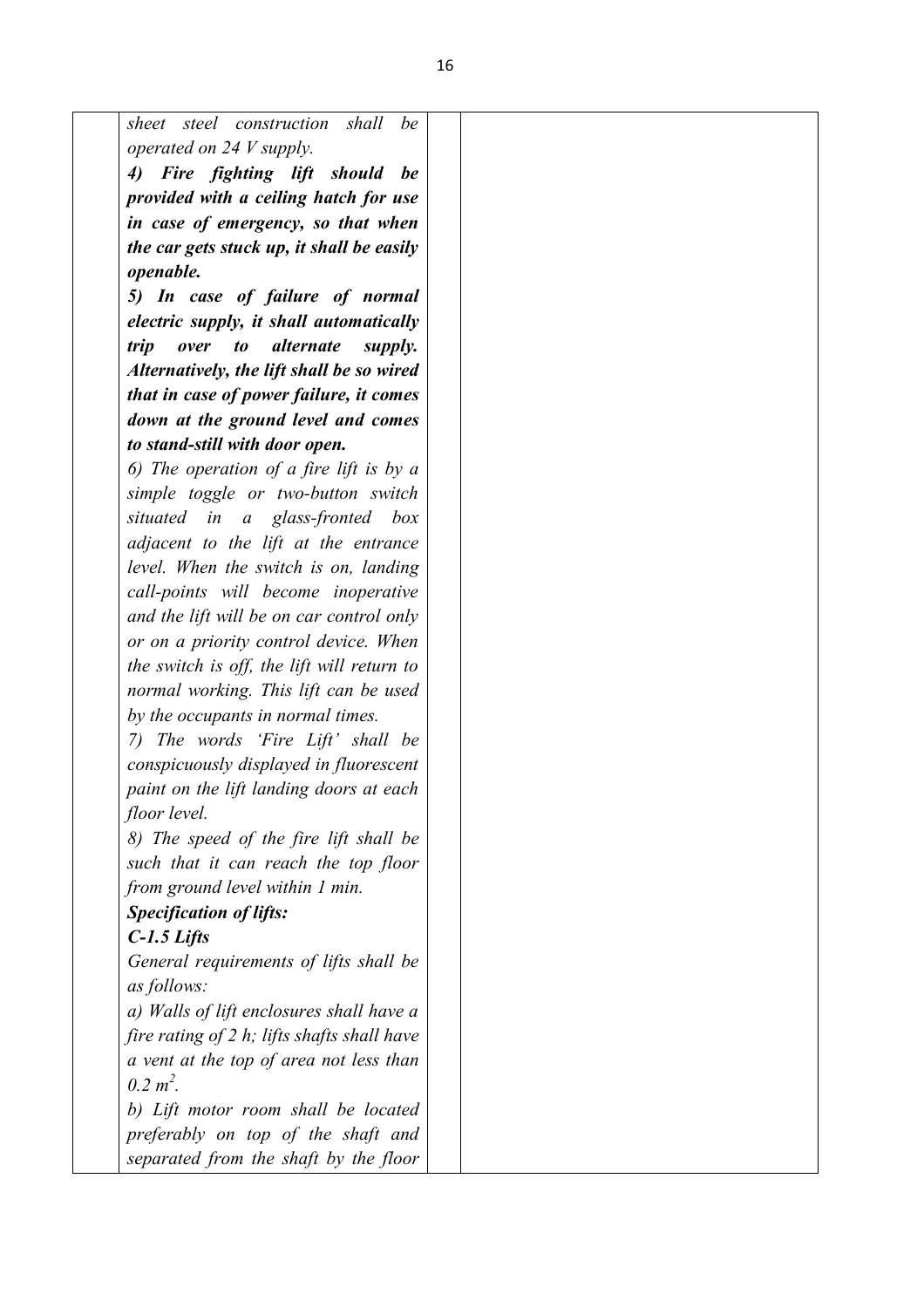| | | | |
|---|---|---|---|
| | *sheet steel construction shall be operated on 24 V supply.*<br>***4) Fire fighting lift should be provided with a ceiling hatch for use in case of emergency, so that when the car gets stuck up, it shall be easily openable.***<br>***5) In case of failure of normal electric supply, it shall automatically trip over to alternate supply. Alternatively, the lift shall be so wired that in case of power failure, it comes down at the ground level and comes to stand-still with door open.***<br>*6) The operation of a fire lift is by a simple toggle or two-button switch situated in a glass-fronted box adjacent to the lift at the entrance level. When the switch is on, landing call-points will become inoperative and the lift will be on car control only or on a priority control device. When the switch is off, the lift will return to normal working. This lift can be used by the occupants in normal times.*<br>*7) The words 'Fire Lift' shall be conspicuously displayed in fluorescent paint on the lift landing doors at each floor level.*<br>*8) The speed of the fire lift shall be such that it can reach the top floor from ground level within 1 min.*<br>***Specification of lifts:***<br>***C-1.5 Lifts***<br>*General requirements of lifts shall be as follows:*<br>*a) Walls of lift enclosures shall have a fire rating of 2 h; lifts shafts shall have a vent at the top of area not less than* $0.2\ m^2$.<br>*b) Lift motor room shall be located preferably on top of the shaft and separated from the shaft by the floor* | | |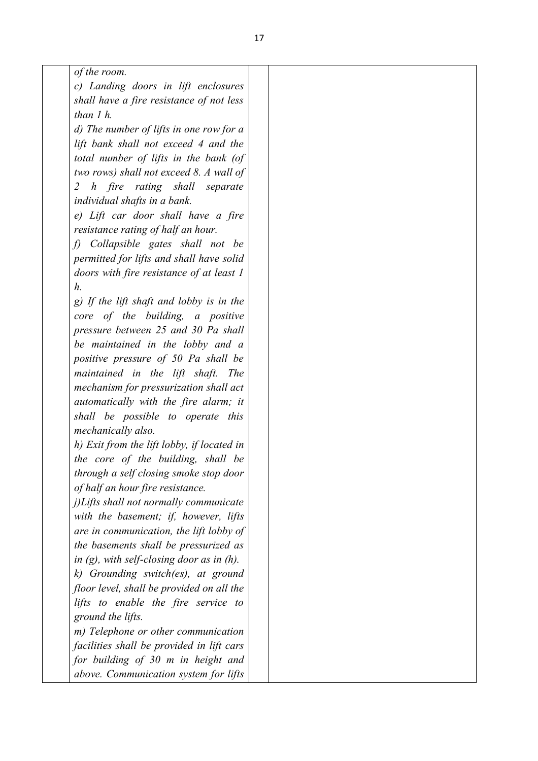| | | | |
|---|---|---|---|
| | *of the room.*<br>*c) Landing doors in lift enclosures shall have a fire resistance of not less than 1 h.*<br>*d) The number of lifts in one row for a lift bank shall not exceed 4 and the total number of lifts in the bank (of two rows) shall not exceed 8. A wall of 2 h fire rating shall separate individual shafts in a bank.*<br>*e) Lift car door shall have a fire resistance rating of half an hour.*<br>*f) Collapsible gates shall not be permitted for lifts and shall have solid doors with fire resistance of at least 1 h.*<br>*g) If the lift shaft and lobby is in the core of the building, a positive pressure between 25 and 30 Pa shall be maintained in the lobby and a positive pressure of 50 Pa shall be maintained in the lift shaft. The mechanism for pressurization shall act automatically with the fire alarm; it shall be possible to operate this mechanically also.*<br>*h) Exit from the lift lobby, if located in the core of the building, shall be through a self closing smoke stop door of half an hour fire resistance.*<br>*j)Lifts shall not normally communicate with the basement; if, however, lifts are in communication, the lift lobby of the basements shall be pressurized as in (g), with self-closing door as in (h).*<br>*k) Grounding switch(es), at ground floor level, shall be provided on all the lifts to enable the fire service to ground the lifts.*<br>*m) Telephone or other communication facilities shall be provided in lift cars for building of 30 m in height and above. Communication system for lifts* | | |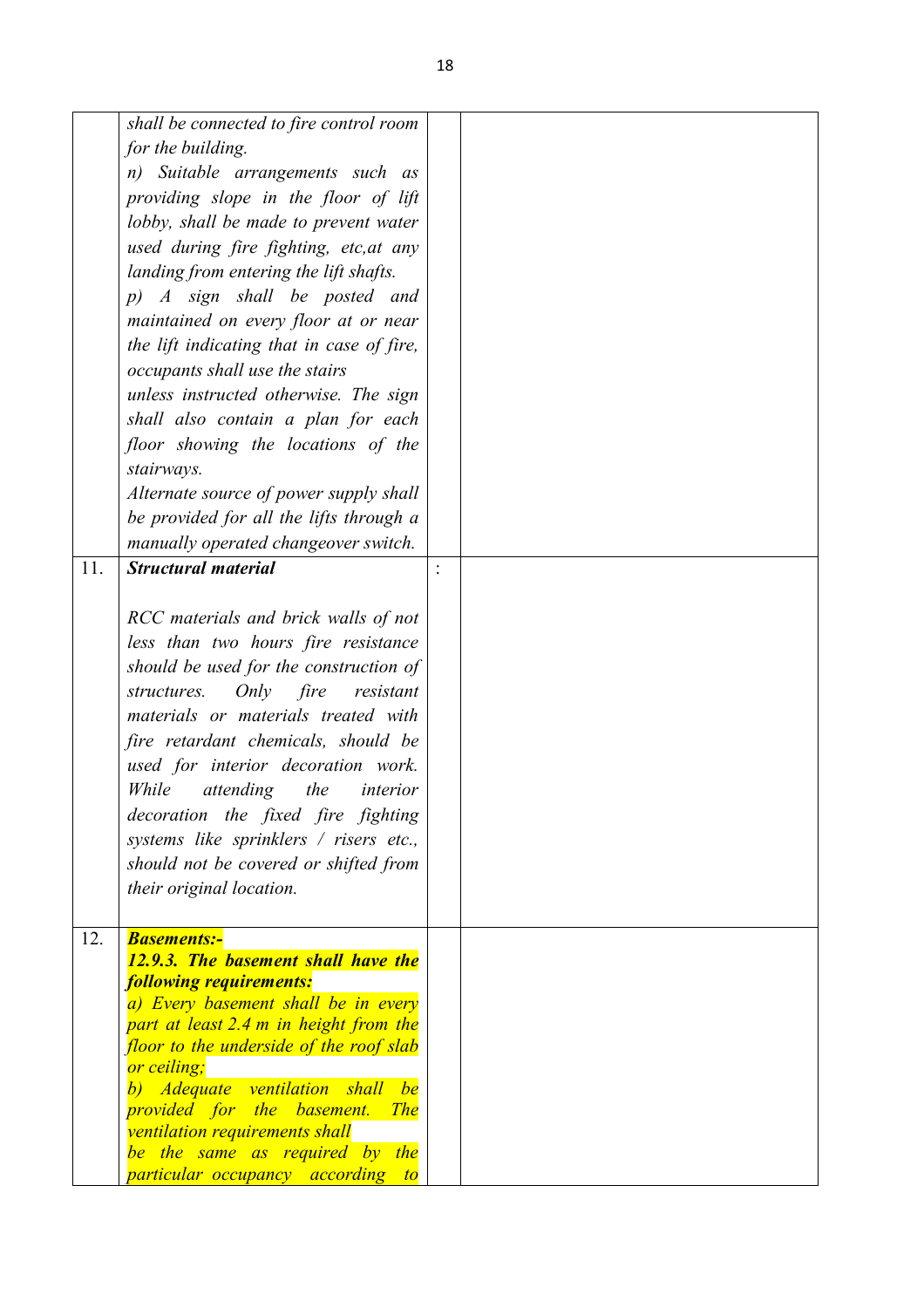|  |  |  |  |
|---|---|---|---|
|  | *shall be connected to fire control room for the building.*<br>*n) Suitable arrangements such as providing slope in the floor of lift lobby, shall be made to prevent water used during fire fighting, etc,at any landing from entering the lift shafts.*<br>*p) A sign shall be posted and maintained on every floor at or near the lift indicating that in case of fire, occupants shall use the stairs unless instructed otherwise. The sign shall also contain a plan for each floor showing the locations of the stairways.*<br>*Alternate source of power supply shall be provided for all the lifts through a manually operated changeover switch.* |  |  |
| 11. | ***Structural material***<br><br>*RCC materials and brick walls of not less than two hours fire resistance should be used for the construction of structures. Only fire resistant materials or materials treated with fire retardant chemicals, should be used for interior decoration work. While attending the interior decoration the fixed fire fighting systems like sprinklers / risers etc., should not be covered or shifted from their original location.* | : |  |
| 12. | ***Basements:-***<br>***12.9.3. The basement shall have the following requirements:***<br>*a) Every basement shall be in every part at least 2.4 m in height from the floor to the underside of the roof slab or ceiling;*<br>*b) Adequate ventilation shall be provided for the basement. The ventilation requirements shall be the same as required by the particular occupancy according to* |  |  |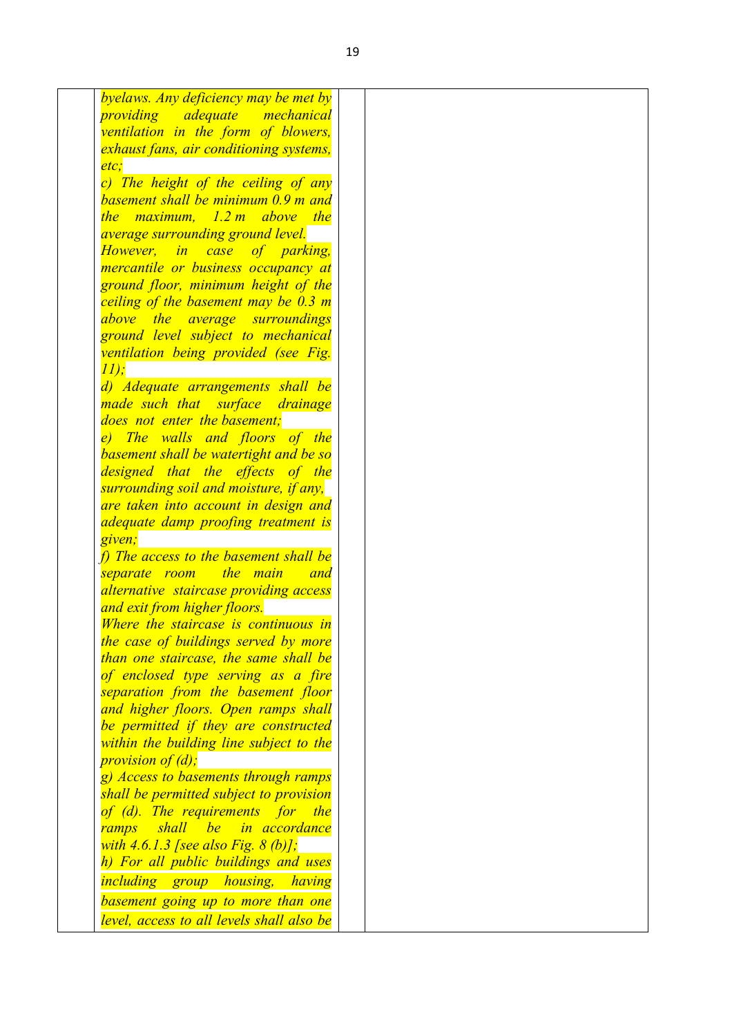| | | | |
|---|---|---|---|
| | *byelaws. Any deficiency may be met by providing adequate mechanical ventilation in the form of blowers, exhaust fans, air conditioning systems, etc;*<br>*c) The height of the ceiling of any basement shall be minimum 0.9 m and the maximum, 1.2 m above the average surrounding ground level.*<br>*However, in case of parking, mercantile or business occupancy at ground floor, minimum height of the ceiling of the basement may be 0.3 m above the average surroundings ground level subject to mechanical ventilation being provided (see Fig. 11);*<br>*d) Adequate arrangements shall be made such that surface drainage does not enter the basement;*<br>*e) The walls and floors of the basement shall be watertight and be so designed that the effects of the surrounding soil and moisture, if any, are taken into account in design and adequate damp proofing treatment is given;*<br>*f) The access to the basement shall be separate room the main and alternative staircase providing access and exit from higher floors.*<br>*Where the staircase is continuous in the case of buildings served by more than one staircase, the same shall be of enclosed type serving as a fire separation from the basement floor and higher floors. Open ramps shall be permitted if they are constructed within the building line subject to the provision of (d);*<br>*g) Access to basements through ramps shall be permitted subject to provision of (d). The requirements for the ramps shall be in accordance with 4.6.1.3 [see also Fig. 8 (b)];*<br>*h) For all public buildings and uses including group housing, having basement going up to more than one level, access to all levels shall also be* | | |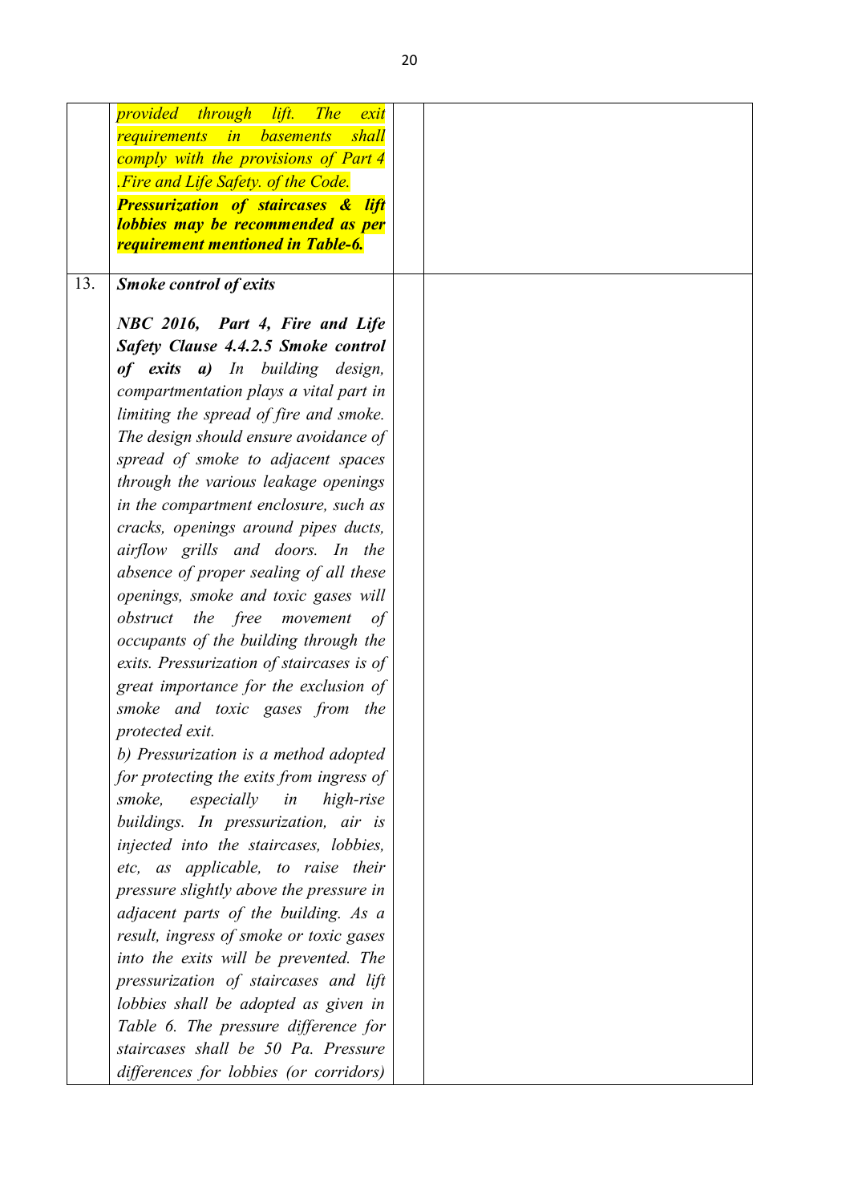|  |  |  |  |
|---|---|---|---|
|  | *provided through lift. The exit requirements in basements shall comply with the provisions of Part 4 .Fire and Life Safety. of the Code.* ***Pressurization of staircases & lift lobbies may be recommended as per requirement mentioned in Table-6.*** |  |  |
| 13. | ***Smoke control of exits*** <br><br> ***NBC 2016, Part 4, Fire and Life Safety Clause 4.4.2.5 Smoke control of exits a)*** *In building design, compartmentation plays a vital part in limiting the spread of fire and smoke. The design should ensure avoidance of spread of smoke to adjacent spaces through the various leakage openings in the compartment enclosure, such as cracks, openings around pipes ducts, airflow grills and doors. In the absence of proper sealing of all these openings, smoke and toxic gases will obstruct the free movement of occupants of the building through the exits. Pressurization of staircases is of great importance for the exclusion of smoke and toxic gases from the protected exit.* <br> *b) Pressurization is a method adopted for protecting the exits from ingress of smoke, especially in high-rise buildings. In pressurization, air is injected into the staircases, lobbies, etc, as applicable, to raise their pressure slightly above the pressure in adjacent parts of the building. As a result, ingress of smoke or toxic gases into the exits will be prevented. The pressurization of staircases and lift lobbies shall be adopted as given in Table 6. The pressure difference for staircases shall be 50 Pa. Pressure differences for lobbies (or corridors)* |  |  |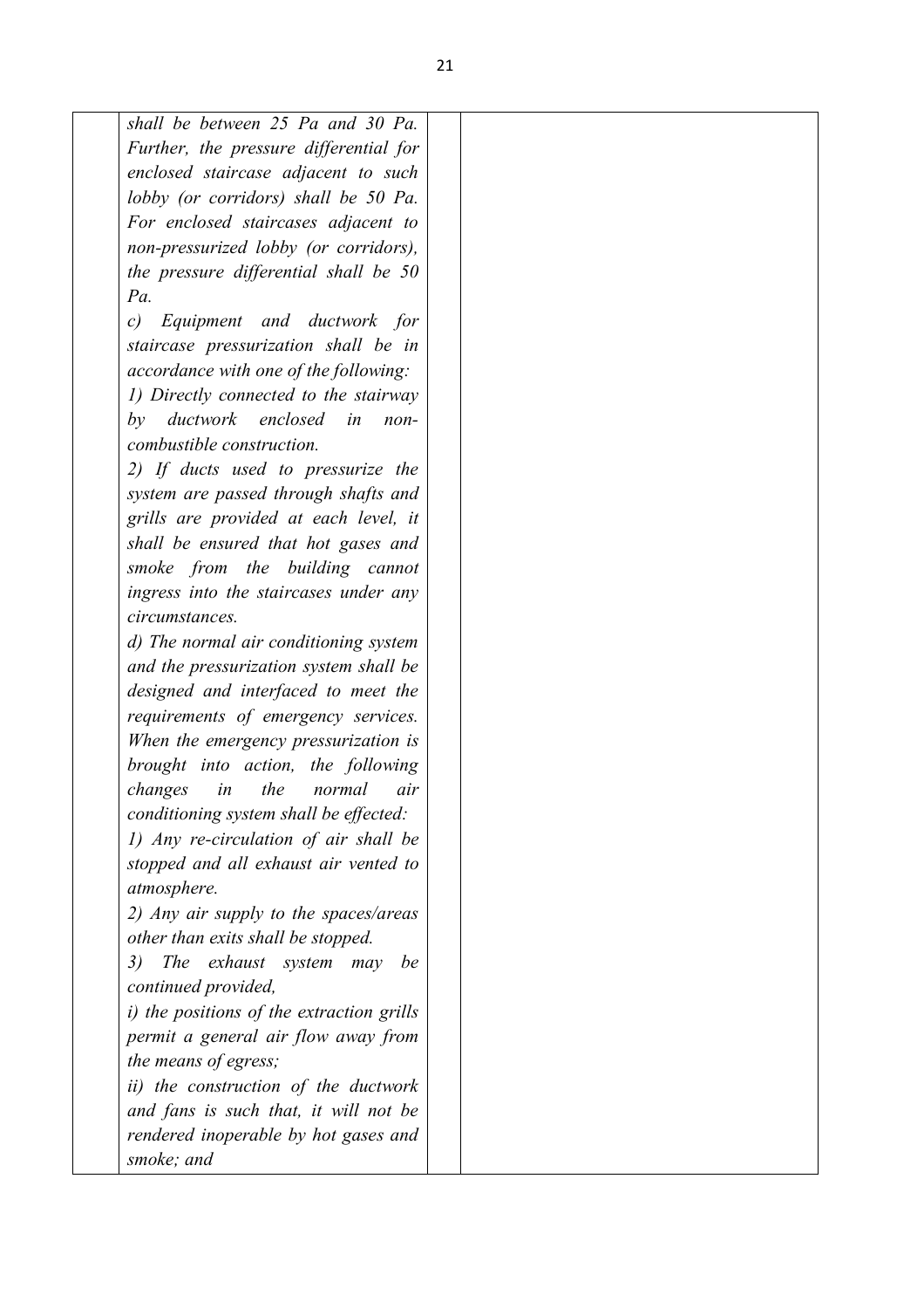| | | | |
|---|---|---|---|
| | *shall be between 25 Pa and 30 Pa. Further, the pressure differential for enclosed staircase adjacent to such lobby (or corridors) shall be 50 Pa. For enclosed staircases adjacent to non-pressurized lobby (or corridors), the pressure differential shall be 50 Pa.*<br>*c) Equipment and ductwork for staircase pressurization shall be in accordance with one of the following:*<br>*1) Directly connected to the stairway by ductwork enclosed in non-combustible construction.*<br>*2) If ducts used to pressurize the system are passed through shafts and grills are provided at each level, it shall be ensured that hot gases and smoke from the building cannot ingress into the staircases under any circumstances.*<br>*d) The normal air conditioning system and the pressurization system shall be designed and interfaced to meet the requirements of emergency services. When the emergency pressurization is brought into action, the following changes in the normal air conditioning system shall be effected:*<br>*1) Any re-circulation of air shall be stopped and all exhaust air vented to atmosphere.*<br>*2) Any air supply to the spaces/areas other than exits shall be stopped.*<br>*3) The exhaust system may be continued provided,*<br>*i) the positions of the extraction grills permit a general air flow away from the means of egress;*<br>*ii) the construction of the ductwork and fans is such that, it will not be rendered inoperable by hot gases and smoke; and* | | |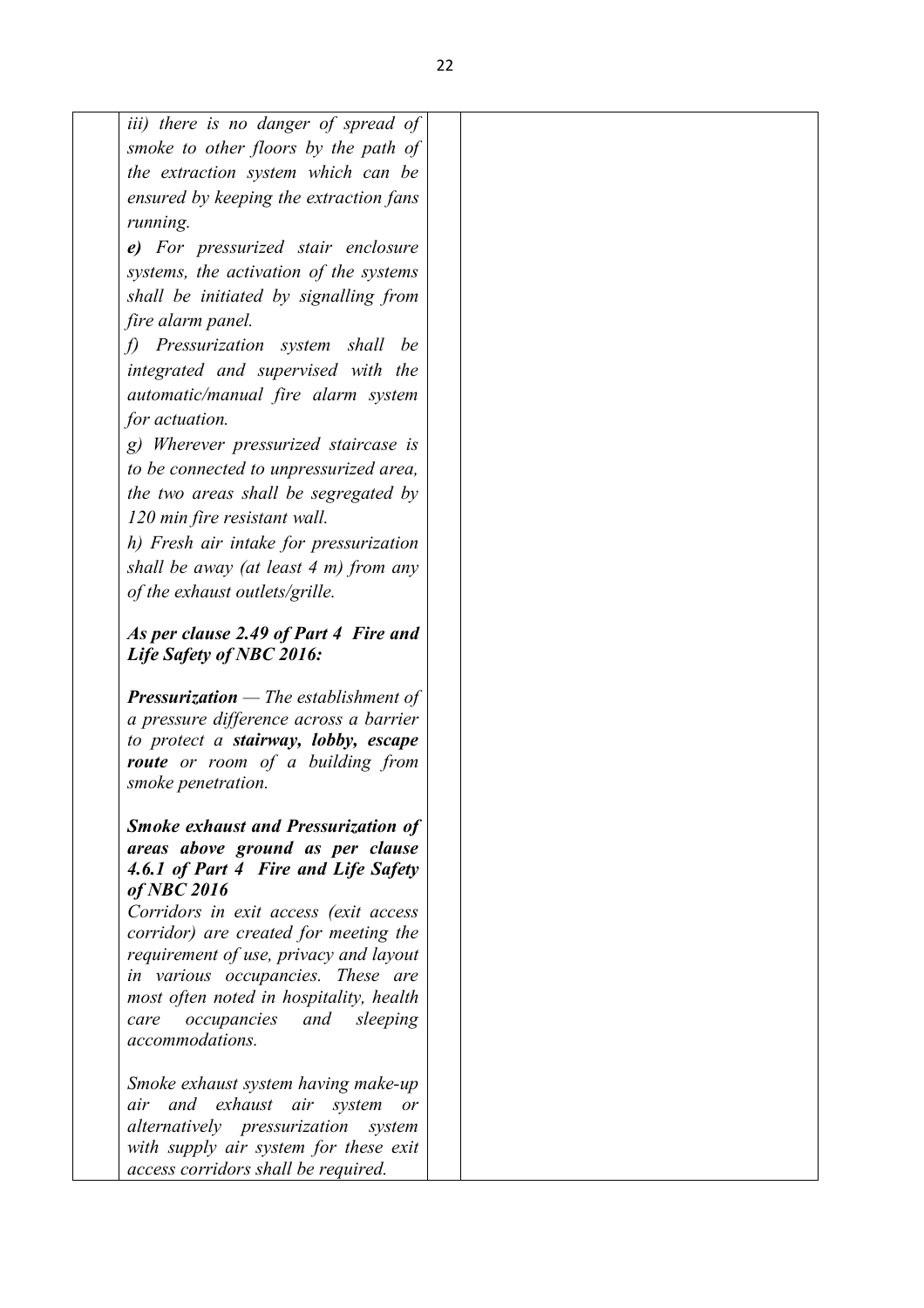| | | | |
|---|---|---|---|
| | *iii) there is no danger of spread of smoke to other floors by the path of the extraction system which can be ensured by keeping the extraction fans running.*<br><br>***e)*** *For pressurized stair enclosure systems, the activation of the systems shall be initiated by signalling from fire alarm panel.*<br><br>*f) Pressurization system shall be integrated and supervised with the automatic/manual fire alarm system for actuation.*<br><br>*g) Wherever pressurized staircase is to be connected to unpressurized area, the two areas shall be segregated by 120 min fire resistant wall.*<br><br>*h) Fresh air intake for pressurization shall be away (at least 4 m) from any of the exhaust outlets/grille.*<br><br>***As per clause 2.49 of Part 4 Fire and Life Safety of NBC 2016:***<br><br>***Pressurization*** *— The establishment of a pressure difference across a barrier to protect a* ***stairway, lobby, escape route*** *or room of a building from smoke penetration.*<br><br>***Smoke exhaust and Pressurization of areas above ground as per clause 4.6.1 of Part 4 Fire and Life Safety of NBC 2016***<br><br>*Corridors in exit access (exit access corridor) are created for meeting the requirement of use, privacy and layout in various occupancies. These are most often noted in hospitality, health care occupancies and sleeping accommodations.*<br><br>*Smoke exhaust system having make-up air and exhaust air system or alternatively pressurization system with supply air system for these exit access corridors shall be required.* | | |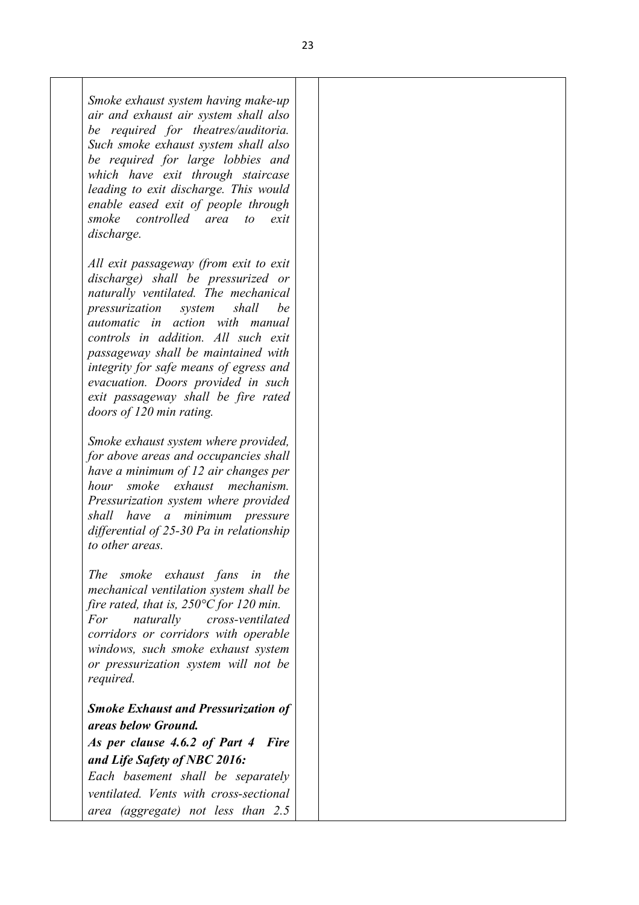| | | | |
|---|---|---|---|
| | *Smoke exhaust system having make-up air and exhaust air system shall also be required for theatres/auditoria. Such smoke exhaust system shall also be required for large lobbies and which have exit through staircase leading to exit discharge. This would enable eased exit of people through smoke controlled area to exit discharge.*<br><br>*All exit passageway (from exit to exit discharge) shall be pressurized or naturally ventilated. The mechanical pressurization system shall be automatic in action with manual controls in addition. All such exit passageway shall be maintained with integrity for safe means of egress and evacuation. Doors provided in such exit passageway shall be fire rated doors of 120 min rating.*<br><br>*Smoke exhaust system where provided, for above areas and occupancies shall have a minimum of 12 air changes per hour smoke exhaust mechanism. Pressurization system where provided shall have a minimum pressure differential of 25-30 Pa in relationship to other areas.*<br><br>*The smoke exhaust fans in the mechanical ventilation system shall be fire rated, that is, 250°C for 120 min. For naturally cross-ventilated corridors or corridors with operable windows, such smoke exhaust system or pressurization system will not be required.*<br><br>***Smoke Exhaust and Pressurization of areas below Ground.***<br>***As per clause 4.6.2 of Part 4 Fire and Life Safety of NBC 2016:***<br>*Each basement shall be separately ventilated. Vents with cross-sectional area (aggregate) not less than 2.5* | | |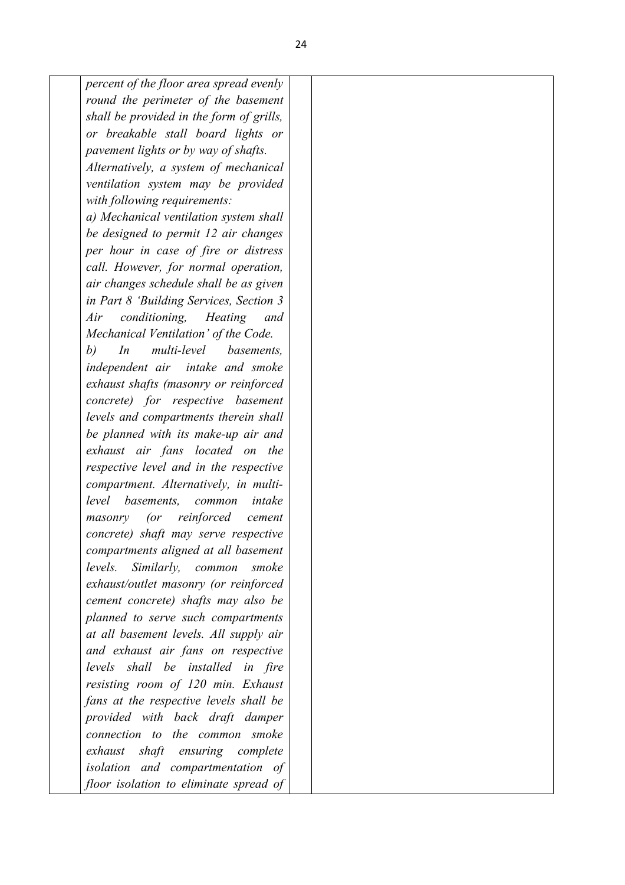| | | | |
|---|---|---|---|
| | *percent of the floor area spread evenly round the perimeter of the basement shall be provided in the form of grills, or breakable stall board lights or pavement lights or by way of shafts.*<br>*Alternatively, a system of mechanical ventilation system may be provided with following requirements:*<br>*a) Mechanical ventilation system shall be designed to permit 12 air changes per hour in case of fire or distress call. However, for normal operation, air changes schedule shall be as given in Part 8 'Building Services, Section 3 Air conditioning, Heating and Mechanical Ventilation' of the Code.*<br>*b) In multi-level basements, independent air intake and smoke exhaust shafts (masonry or reinforced concrete) for respective basement levels and compartments therein shall be planned with its make-up air and exhaust air fans located on the respective level and in the respective compartment. Alternatively, in multi-level basements, common intake masonry (or reinforced cement concrete) shaft may serve respective compartments aligned at all basement levels. Similarly, common smoke exhaust/outlet masonry (or reinforced cement concrete) shafts may also be planned to serve such compartments at all basement levels. All supply air and exhaust air fans on respective levels shall be installed in fire resisting room of 120 min. Exhaust fans at the respective levels shall be provided with back draft damper connection to the common smoke exhaust shaft ensuring complete isolation and compartmentation of floor isolation to eliminate spread of* | | |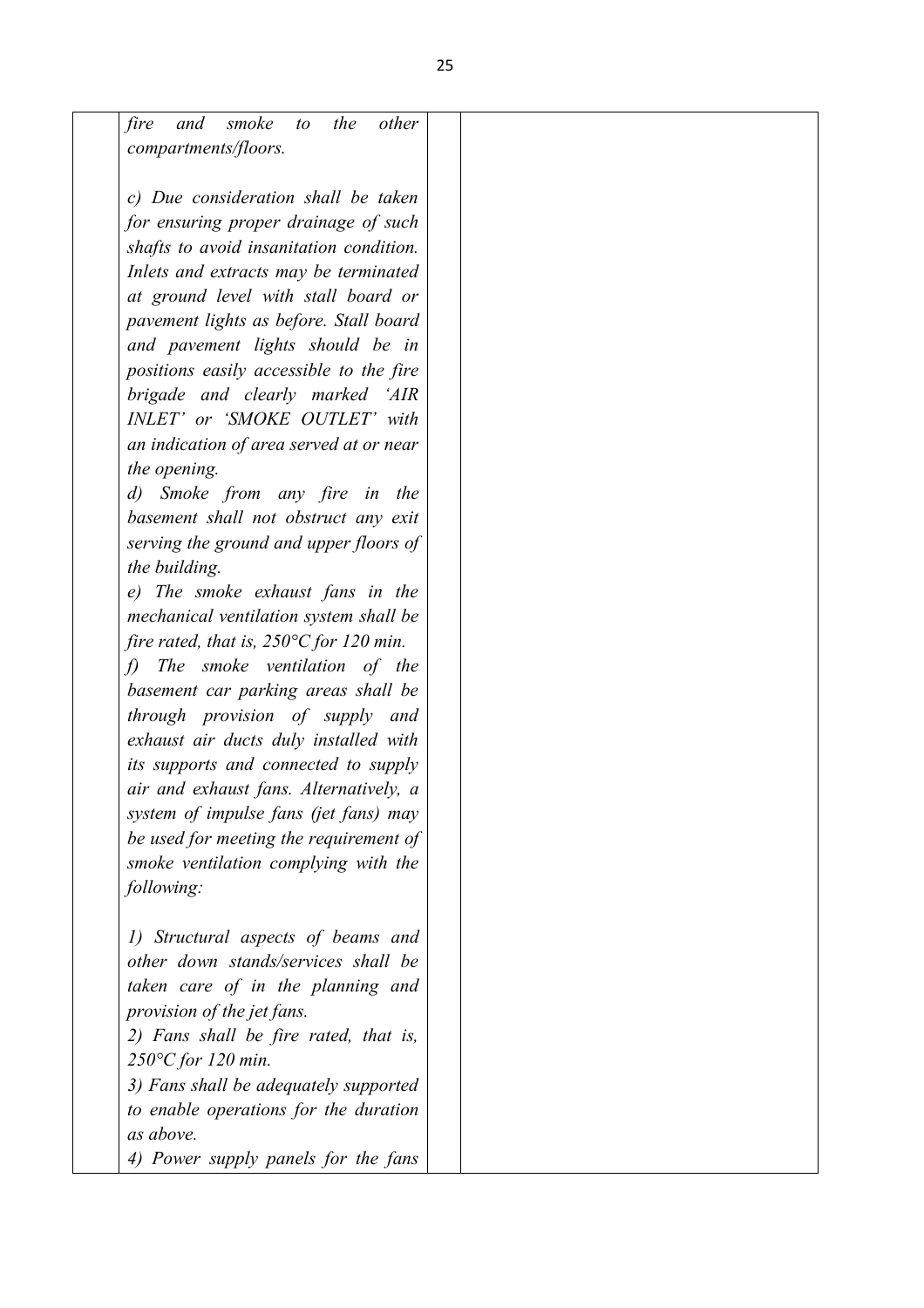*fire and smoke to the other compartments/floors.*

*c) Due consideration shall be taken for ensuring proper drainage of such shafts to avoid insanitation condition. Inlets and extracts may be terminated at ground level with stall board or pavement lights as before. Stall board and pavement lights should be in positions easily accessible to the fire brigade and clearly marked 'AIR INLET' or 'SMOKE OUTLET' with an indication of area served at or near the opening.*

*d) Smoke from any fire in the basement shall not obstruct any exit serving the ground and upper floors of the building.*

*e) The smoke exhaust fans in the mechanical ventilation system shall be fire rated, that is, 250°C for 120 min.*

*f) The smoke ventilation of the basement car parking areas shall be through provision of supply and exhaust air ducts duly installed with its supports and connected to supply air and exhaust fans. Alternatively, a system of impulse fans (jet fans) may be used for meeting the requirement of smoke ventilation complying with the following:*

*1) Structural aspects of beams and other down stands/services shall be taken care of in the planning and provision of the jet fans.*

*2) Fans shall be fire rated, that is, 250°C for 120 min.*

*3) Fans shall be adequately supported to enable operations for the duration as above.*

*4) Power supply panels for the fans*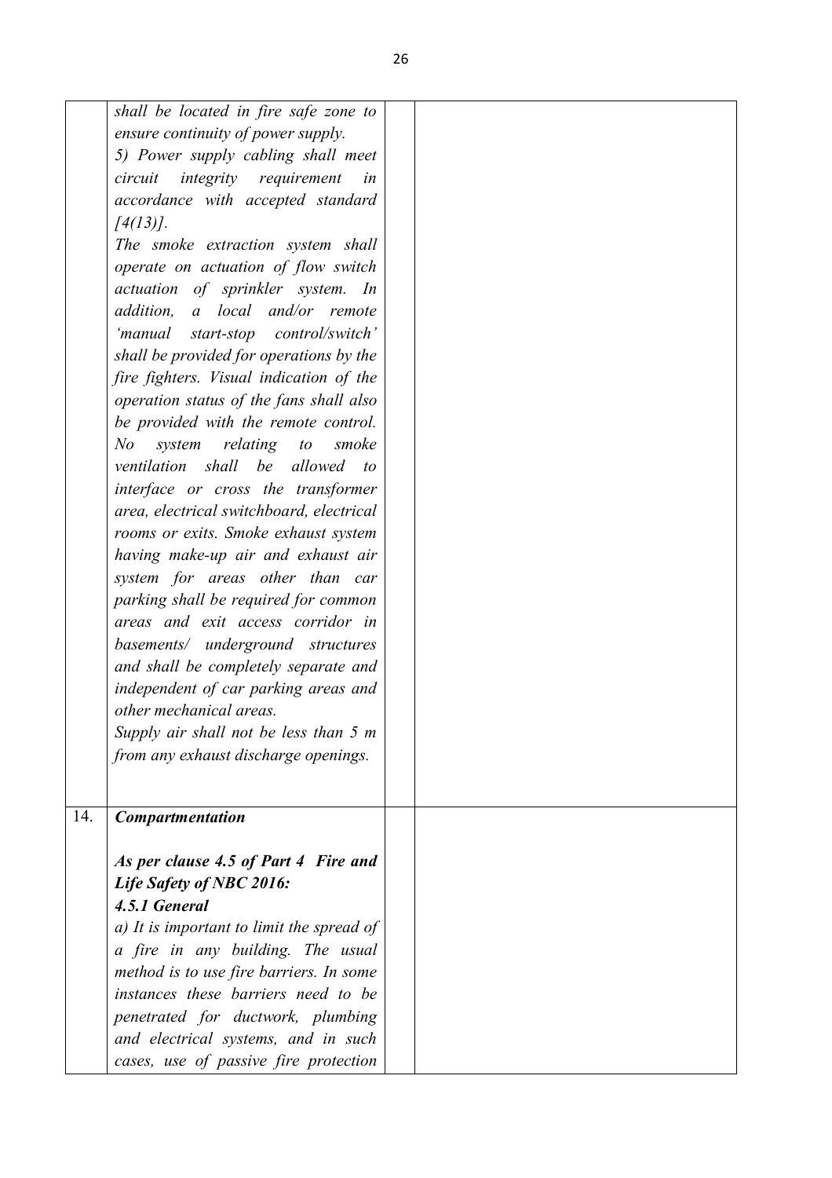| | | | |
|---|---|---|---|
| | *shall be located in fire safe zone to ensure continuity of power supply.*<br>*5) Power supply cabling shall meet circuit integrity requirement in accordance with accepted standard [4(13)].*<br>*The smoke extraction system shall operate on actuation of flow switch actuation of sprinkler system. In addition, a local and/or remote 'manual start-stop control/switch' shall be provided for operations by the fire fighters. Visual indication of the operation status of the fans shall also be provided with the remote control. No system relating to smoke ventilation shall be allowed to interface or cross the transformer area, electrical switchboard, electrical rooms or exits. Smoke exhaust system having make-up air and exhaust air system for areas other than car parking shall be required for common areas and exit access corridor in basements/ underground structures and shall be completely separate and independent of car parking areas and other mechanical areas.*<br>*Supply air shall not be less than 5 m from any exhaust discharge openings.* | | |
| 14. | ***Compartmentation***<br><br>***As per clause 4.5 of Part 4 Fire and Life Safety of NBC 2016:***<br>***4.5.1 General***<br>*a) It is important to limit the spread of a fire in any building. The usual method is to use fire barriers. In some instances these barriers need to be penetrated for ductwork, plumbing and electrical systems, and in such cases, use of passive fire protection* | | |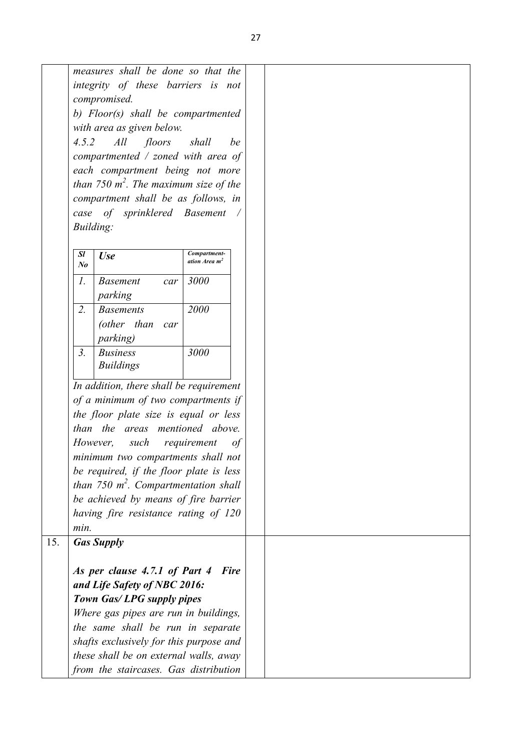| | | | |
|---|---|---|---|
| | *measures shall be done so that the integrity of these barriers is not compromised.*<br>*b) Floor(s) shall be compartmented with area as given below.*<br>*4.5.2 All floors shall be compartmented / zoned with area of each compartment being not more than 750 m². The maximum size of the compartment shall be as follows, in case of sprinklered Basement / Building:*<br><br>**Sl No** \| **Use** \| **Compartmentation Area m²**<br>*1.* \| *Basement car parking* \| *3000*<br>*2.* \| *Basements (other than car parking)* \| *2000*<br>*3.* \| *Business Buildings* \| *3000*<br><br>*In addition, there shall be requirement of a minimum of two compartments if the floor plate size is equal or less than the areas mentioned above. However, such requirement of minimum two compartments shall not be required, if the floor plate is less than 750 m². Compartmentation shall be achieved by means of fire barrier having fire resistance rating of 120 min.* | | |
| 15. | ***Gas Supply***<br><br>***As per clause 4.7.1 of Part 4 Fire and Life Safety of NBC 2016:***<br>***Town Gas/ LPG supply pipes***<br>*Where gas pipes are run in buildings, the same shall be run in separate shafts exclusively for this purpose and these shall be on external walls, away from the staircases. Gas distribution* | | |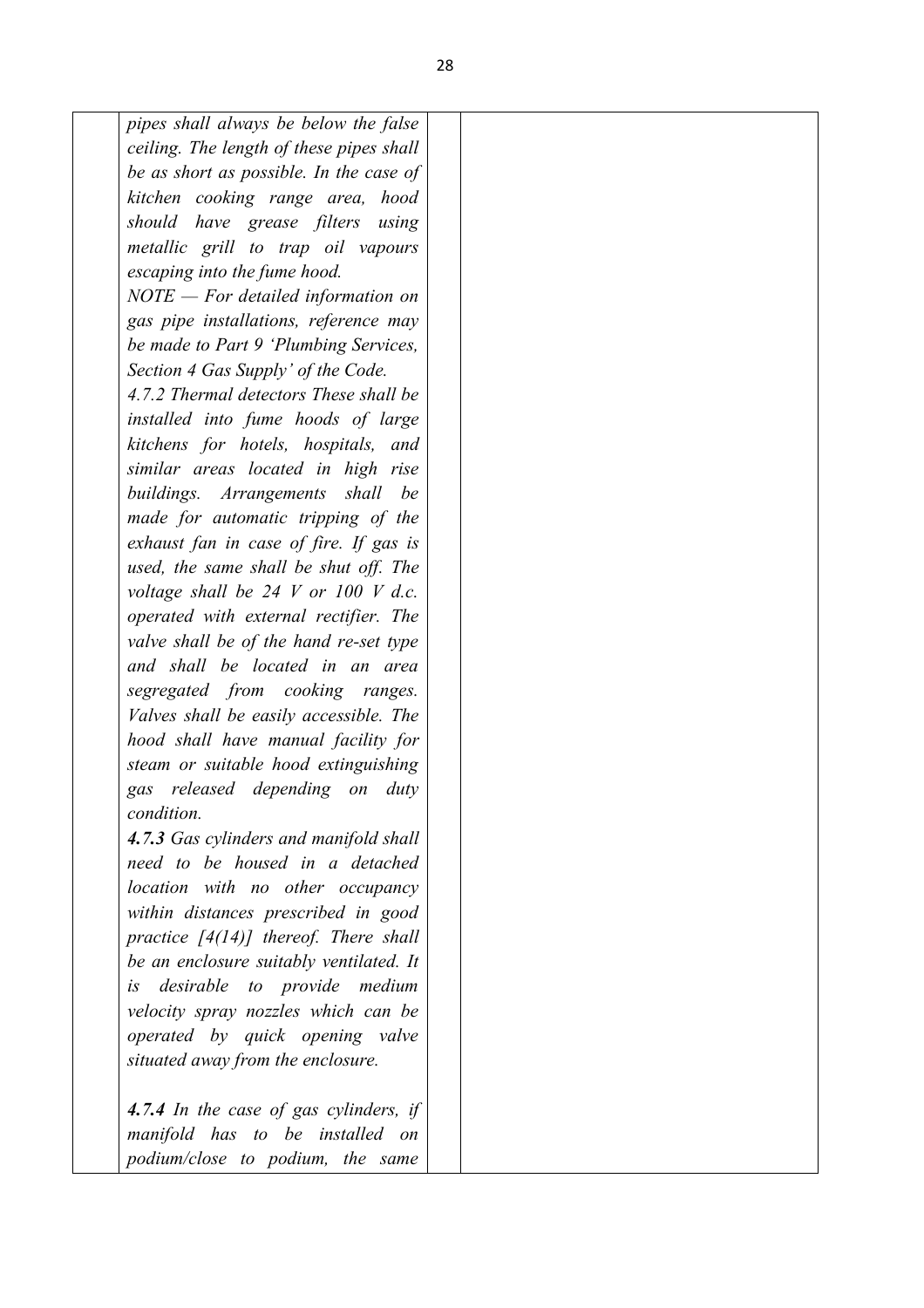| | | | |
|---|---|---|---|
| | *pipes shall always be below the false ceiling. The length of these pipes shall be as short as possible. In the case of kitchen cooking range area, hood should have grease filters using metallic grill to trap oil vapours escaping into the fume hood.*<br>*NOTE — For detailed information on gas pipe installations, reference may be made to Part 9 'Plumbing Services, Section 4 Gas Supply' of the Code.*<br>*4.7.2 Thermal detectors These shall be installed into fume hoods of large kitchens for hotels, hospitals, and similar areas located in high rise buildings. Arrangements shall be made for automatic tripping of the exhaust fan in case of fire. If gas is used, the same shall be shut off. The voltage shall be 24 V or 100 V d.c. operated with external rectifier. The valve shall be of the hand re-set type and shall be located in an area segregated from cooking ranges. Valves shall be easily accessible. The hood shall have manual facility for steam or suitable hood extinguishing gas released depending on duty condition.*<br>***4.7.3** Gas cylinders and manifold shall need to be housed in a detached location with no other occupancy within distances prescribed in good practice [4(14)] thereof. There shall be an enclosure suitably ventilated. It is desirable to provide medium velocity spray nozzles which can be operated by quick opening valve situated away from the enclosure.*<br><br>***4.7.4** In the case of gas cylinders, if manifold has to be installed on podium/close to podium, the same* | | |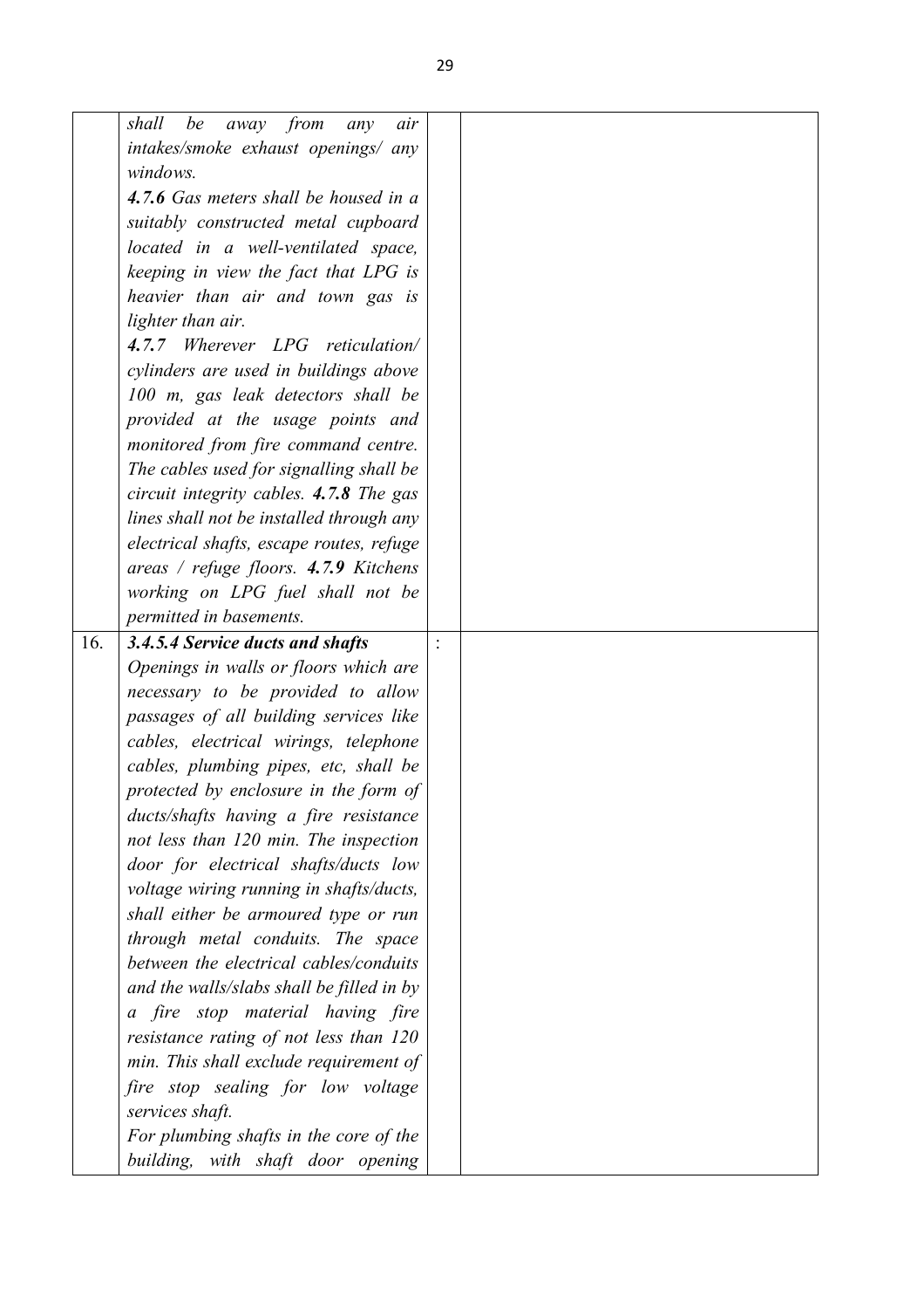| | | | |
|---|---|---|---|
| | *shall be away from any air intakes/smoke exhaust openings/ any windows.*<br>***4.7.6*** *Gas meters shall be housed in a suitably constructed metal cupboard located in a well-ventilated space, keeping in view the fact that LPG is heavier than air and town gas is lighter than air.*<br>***4.7.7*** *Wherever LPG reticulation/ cylinders are used in buildings above 100 m, gas leak detectors shall be provided at the usage points and monitored from fire command centre. The cables used for signalling shall be circuit integrity cables.* ***4.7.8*** *The gas lines shall not be installed through any electrical shafts, escape routes, refuge areas / refuge floors.* ***4.7.9*** *Kitchens working on LPG fuel shall not be permitted in basements.* | | |
| 16. | ***3.4.5.4 Service ducts and shafts***<br>*Openings in walls or floors which are necessary to be provided to allow passages of all building services like cables, electrical wirings, telephone cables, plumbing pipes, etc, shall be protected by enclosure in the form of ducts/shafts having a fire resistance not less than 120 min. The inspection door for electrical shafts/ducts low voltage wiring running in shafts/ducts, shall either be armoured type or run through metal conduits. The space between the electrical cables/conduits and the walls/slabs shall be filled in by a fire stop material having fire resistance rating of not less than 120 min. This shall exclude requirement of fire stop sealing for low voltage services shaft.*<br>*For plumbing shafts in the core of the building, with shaft door opening* | : | |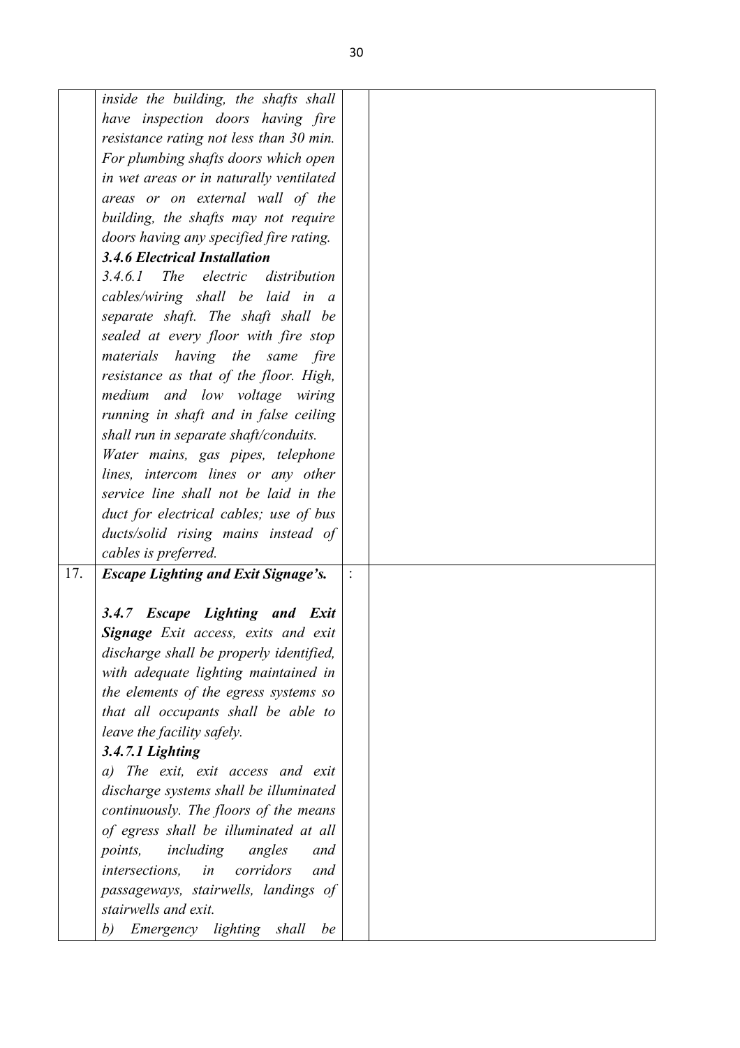| | | | |
|---|---|---|---|
| | *inside the building, the shafts shall have inspection doors having fire resistance rating not less than 30 min. For plumbing shafts doors which open in wet areas or in naturally ventilated areas or on external wall of the building, the shafts may not require doors having any specified fire rating.*<br>***3.4.6 Electrical Installation***<br>*3.4.6.1 The electric distribution cables/wiring shall be laid in a separate shaft. The shaft shall be sealed at every floor with fire stop materials having the same fire resistance as that of the floor. High, medium and low voltage wiring running in shaft and in false ceiling shall run in separate shaft/conduits.*<br>*Water mains, gas pipes, telephone lines, intercom lines or any other service line shall not be laid in the duct for electrical cables; use of bus ducts/solid rising mains instead of cables is preferred.* | | |
| 17. | ***Escape Lighting and Exit Signage's.***<br><br>***3.4.7 Escape Lighting and Exit Signage*** *Exit access, exits and exit discharge shall be properly identified, with adequate lighting maintained in the elements of the egress systems so that all occupants shall be able to leave the facility safely.*<br>***3.4.7.1 Lighting***<br>*a) The exit, exit access and exit discharge systems shall be illuminated continuously. The floors of the means of egress shall be illuminated at all points, including angles and intersections, in corridors and passageways, stairwells, landings of stairwells and exit.*<br>*b) Emergency lighting shall be* | : | |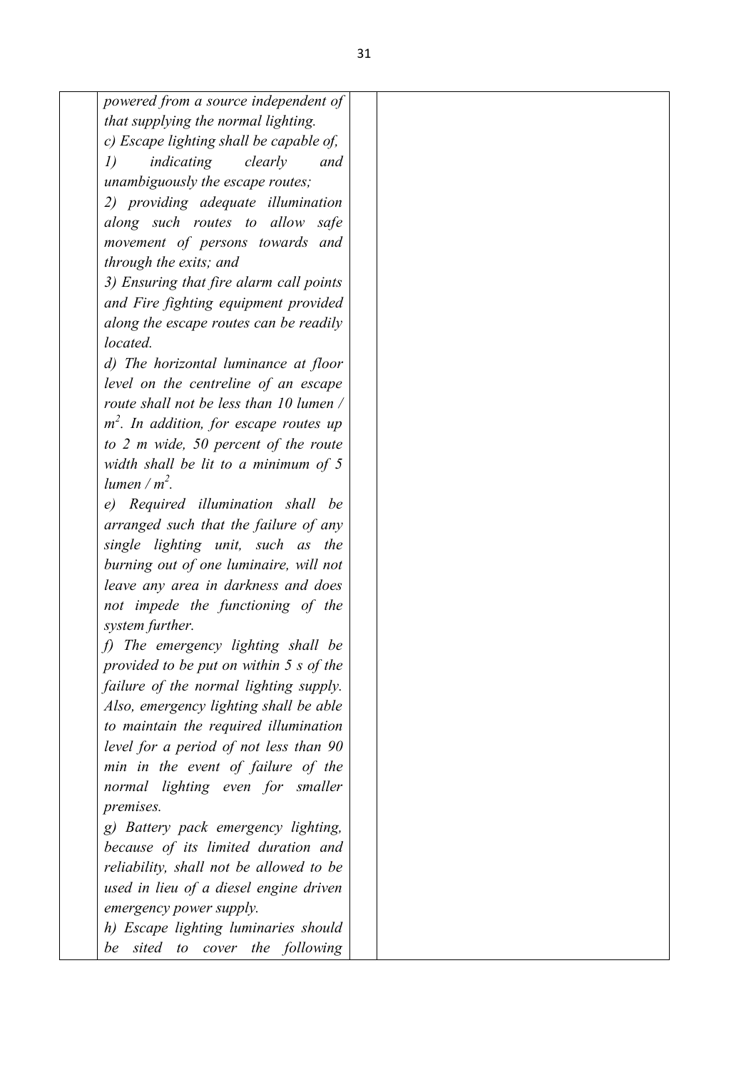| | | | |
|---|---|---|---|
| | *powered from a source independent of that supplying the normal lighting.*<br>*c) Escape lighting shall be capable of,*<br>*1) indicating clearly and unambiguously the escape routes;*<br>*2) providing adequate illumination along such routes to allow safe movement of persons towards and through the exits; and*<br>*3) Ensuring that fire alarm call points and Fire fighting equipment provided along the escape routes can be readily located.*<br>*d) The horizontal luminance at floor level on the centreline of an escape route shall not be less than 10 lumen / $m^2$. In addition, for escape routes up to 2 m wide, 50 percent of the route width shall be lit to a minimum of 5 lumen / $m^2$.*<br>*e) Required illumination shall be arranged such that the failure of any single lighting unit, such as the burning out of one luminaire, will not leave any area in darkness and does not impede the functioning of the system further.*<br>*f) The emergency lighting shall be provided to be put on within 5 s of the failure of the normal lighting supply. Also, emergency lighting shall be able to maintain the required illumination level for a period of not less than 90 min in the event of failure of the normal lighting even for smaller premises.*<br>*g) Battery pack emergency lighting, because of its limited duration and reliability, shall not be allowed to be used in lieu of a diesel engine driven emergency power supply.*<br>*h) Escape lighting luminaries should be sited to cover the following* | | |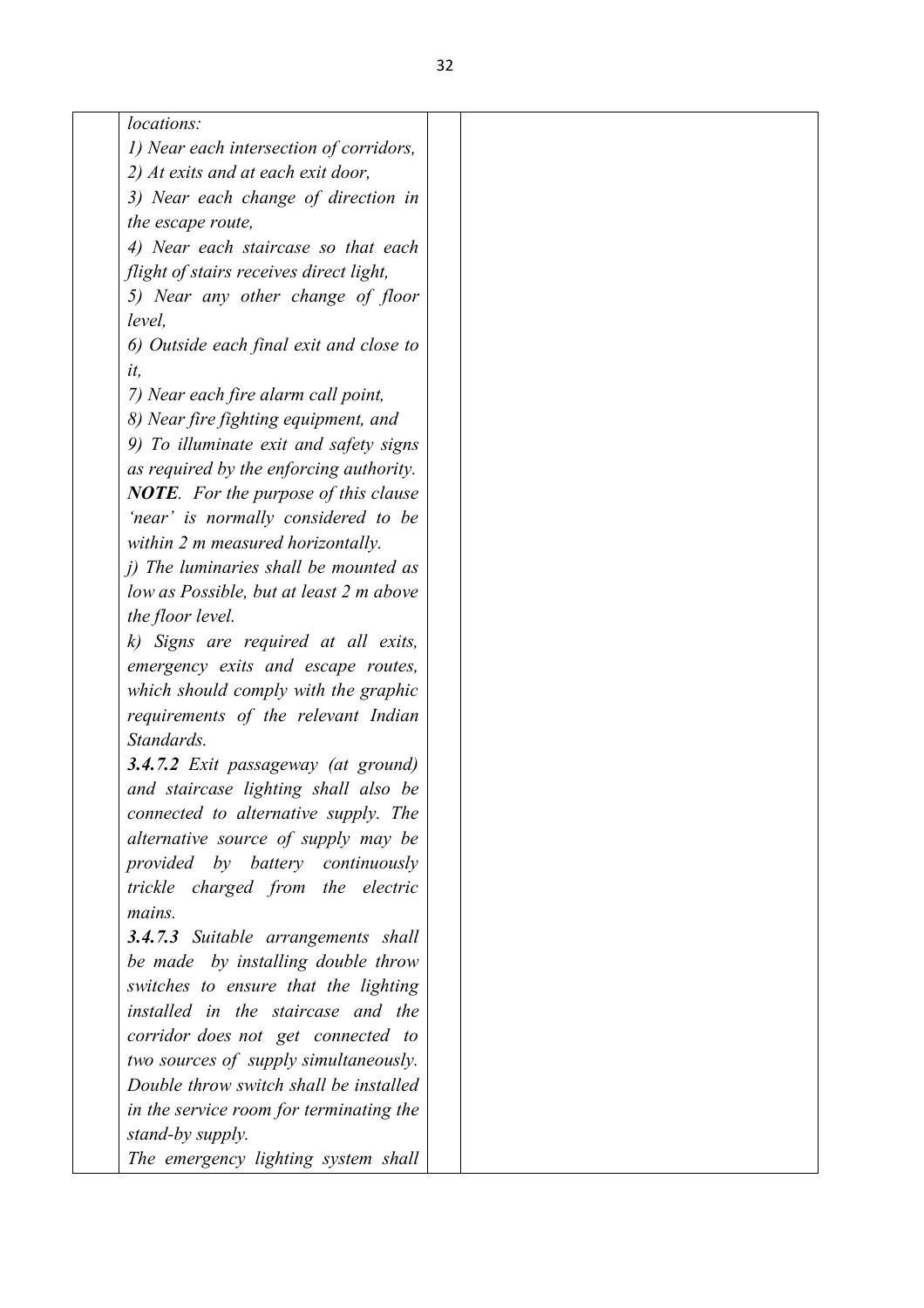| | | | |
|---|---|---|---|
| | *locations:*<br>*1) Near each intersection of corridors,*<br>*2) At exits and at each exit door,*<br>*3) Near each change of direction in the escape route,*<br>*4) Near each staircase so that each flight of stairs receives direct light,*<br>*5) Near any other change of floor level,*<br>*6) Outside each final exit and close to it,*<br>*7) Near each fire alarm call point,*<br>*8) Near fire fighting equipment, and*<br>*9) To illuminate exit and safety signs as required by the enforcing authority.*<br>***NOTE**. For the purpose of this clause 'near' is normally considered to be within 2 m measured horizontally.*<br>*j) The luminaries shall be mounted as low as Possible, but at least 2 m above the floor level.*<br>*k) Signs are required at all exits, emergency exits and escape routes, which should comply with the graphic requirements of the relevant Indian Standards.*<br>***3.4.7.2** Exit passageway (at ground) and staircase lighting shall also be connected to alternative supply. The alternative source of supply may be provided by battery continuously trickle charged from the electric mains.*<br>***3.4.7.3** Suitable arrangements shall be made by installing double throw switches to ensure that the lighting installed in the staircase and the corridor does not get connected to two sources of supply simultaneously. Double throw switch shall be installed in the service room for terminating the stand-by supply.*<br>*The emergency lighting system shall* | | |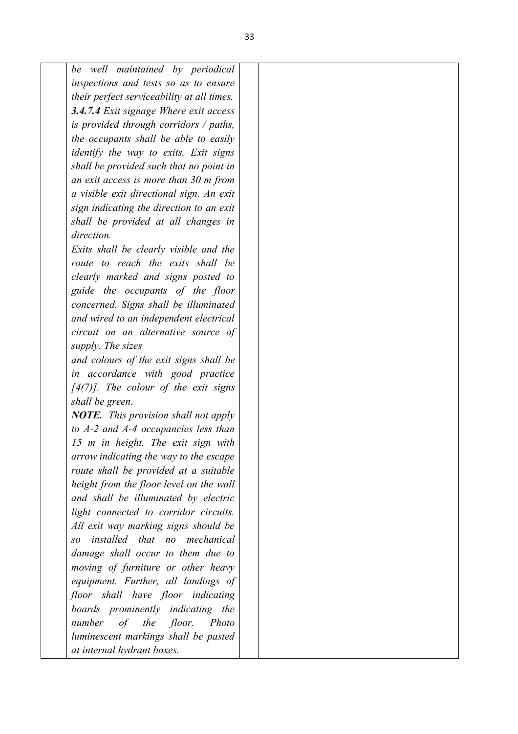| | | | |
|---|---|---|---|
| | *be well maintained by periodical inspections and tests so as to ensure their perfect serviceability at all times.*<br>***3.4.7.4*** *Exit signage Where exit access is provided through corridors / paths, the occupants shall be able to easily identify the way to exits. Exit signs shall be provided such that no point in an exit access is more than 30 m from a visible exit directional sign. An exit sign indicating the direction to an exit shall be provided at all changes in direction.*<br>*Exits shall be clearly visible and the route to reach the exits shall be clearly marked and signs posted to guide the occupants of the floor concerned. Signs shall be illuminated and wired to an independent electrical circuit on an alternative source of supply. The sizes and colours of the exit signs shall be in accordance with good practice [4(7)]. The colour of the exit signs shall be green.*<br>***NOTE.*** *This provision shall not apply to A-2 and A-4 occupancies less than 15 m in height. The exit sign with arrow indicating the way to the escape route shall be provided at a suitable height from the floor level on the wall and shall be illuminated by electric light connected to corridor circuits. All exit way marking signs should be so installed that no mechanical damage shall occur to them due to moving of furniture or other heavy equipment. Further, all landings of floor shall have floor indicating boards prominently indicating the number of the floor. Photo luminescent markings shall be pasted at internal hydrant boxes.* | | |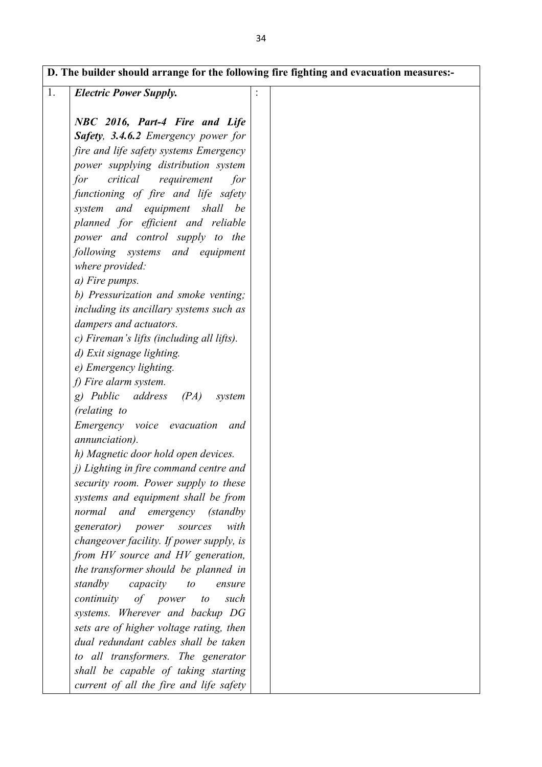| D. The builder should arrange for the following fire fighting and evacuation measures:- | | | |
|---|---|---|---|
| 1. | ***Electric Power Supply.***<br><br>***NBC 2016, Part-4 Fire and Life Safety**, 3.4.6.2 Emergency power for fire and life safety systems Emergency power supplying distribution system for critical requirement for functioning of fire and life safety system and equipment shall be planned for efficient and reliable power and control supply to the following systems and equipment where provided:*<br>*a) Fire pumps.*<br>*b) Pressurization and smoke venting; including its ancillary systems such as dampers and actuators.*<br>*c) Fireman's lifts (including all lifts).*<br>*d) Exit signage lighting.*<br>*e) Emergency lighting.*<br>*f) Fire alarm system.*<br>*g) Public address (PA) system (relating to Emergency voice evacuation and annunciation).*<br>*h) Magnetic door hold open devices.*<br>*j) Lighting in fire command centre and security room. Power supply to these systems and equipment shall be from normal and emergency (standby generator) power sources with changeover facility. If power supply, is from HV source and HV generation, the transformer should be planned in standby capacity to ensure continuity of power to such systems. Wherever and backup DG sets are of higher voltage rating, then dual redundant cables shall be taken to all transformers. The generator shall be capable of taking starting current of all the fire and life safety* | : | |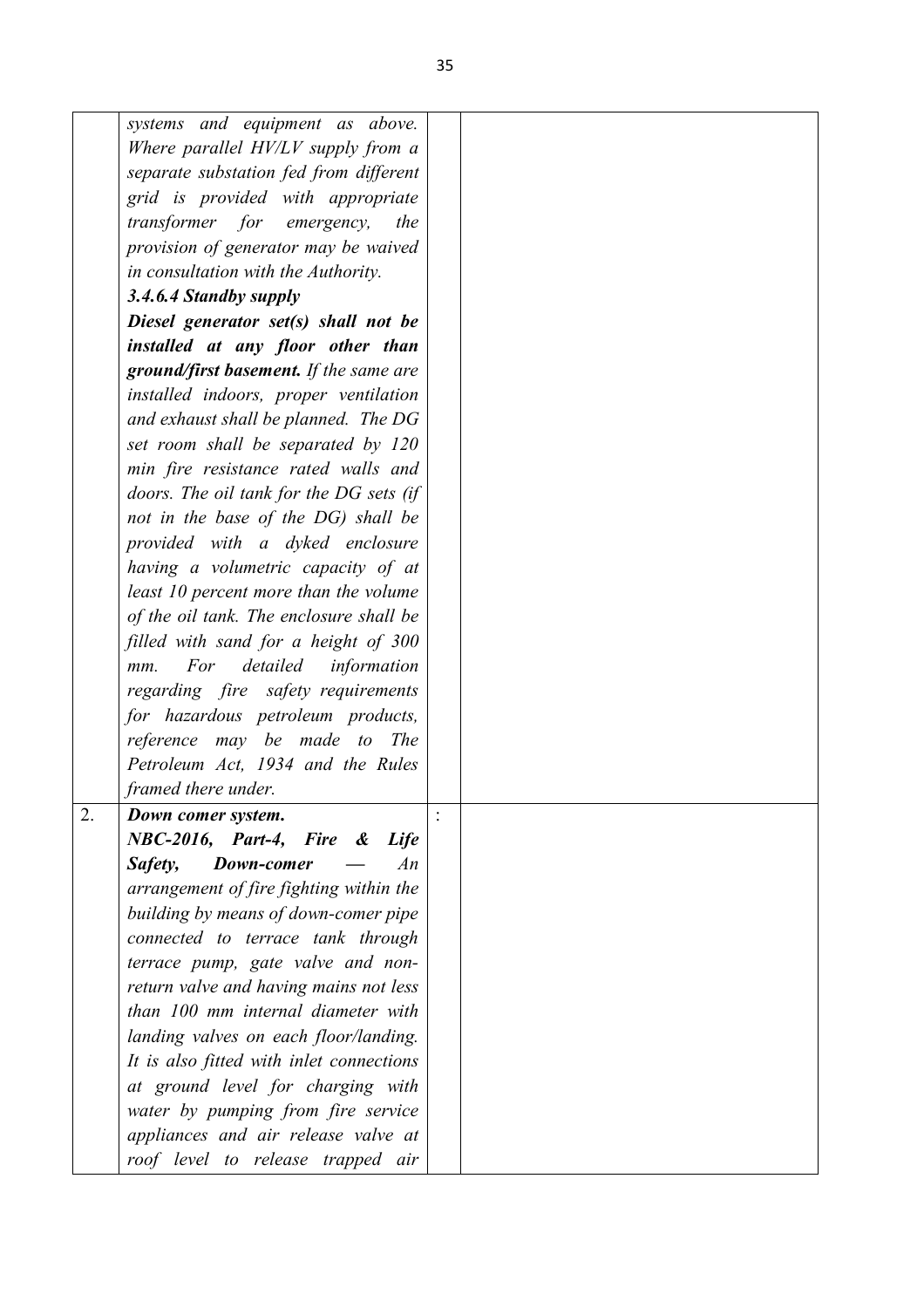|  |  |  |  |
|---|---|---|---|
|  | *systems and equipment as above. Where parallel HV/LV supply from a separate substation fed from different grid is provided with appropriate transformer for emergency, the provision of generator may be waived in consultation with the Authority.*<br>***3.4.6.4 Standby supply***<br>***Diesel generator set(s) shall not be installed at any floor other than ground/first basement.*** *If the same are installed indoors, proper ventilation and exhaust shall be planned. The DG set room shall be separated by 120 min fire resistance rated walls and doors. The oil tank for the DG sets (if not in the base of the DG) shall be provided with a dyked enclosure having a volumetric capacity of at least 10 percent more than the volume of the oil tank. The enclosure shall be filled with sand for a height of 300 mm. For detailed information regarding fire safety requirements for hazardous petroleum products, reference may be made to The Petroleum Act, 1934 and the Rules framed there under.* |  |  |
| 2. | ***Down comer system.***<br>***NBC-2016, Part-4, Fire & Life Safety, Down-comer*** *— An arrangement of fire fighting within the building by means of down-comer pipe connected to terrace tank through terrace pump, gate valve and non-return valve and having mains not less than 100 mm internal diameter with landing valves on each floor/landing. It is also fitted with inlet connections at ground level for charging with water by pumping from fire service appliances and air release valve at roof level to release trapped air* | : |  |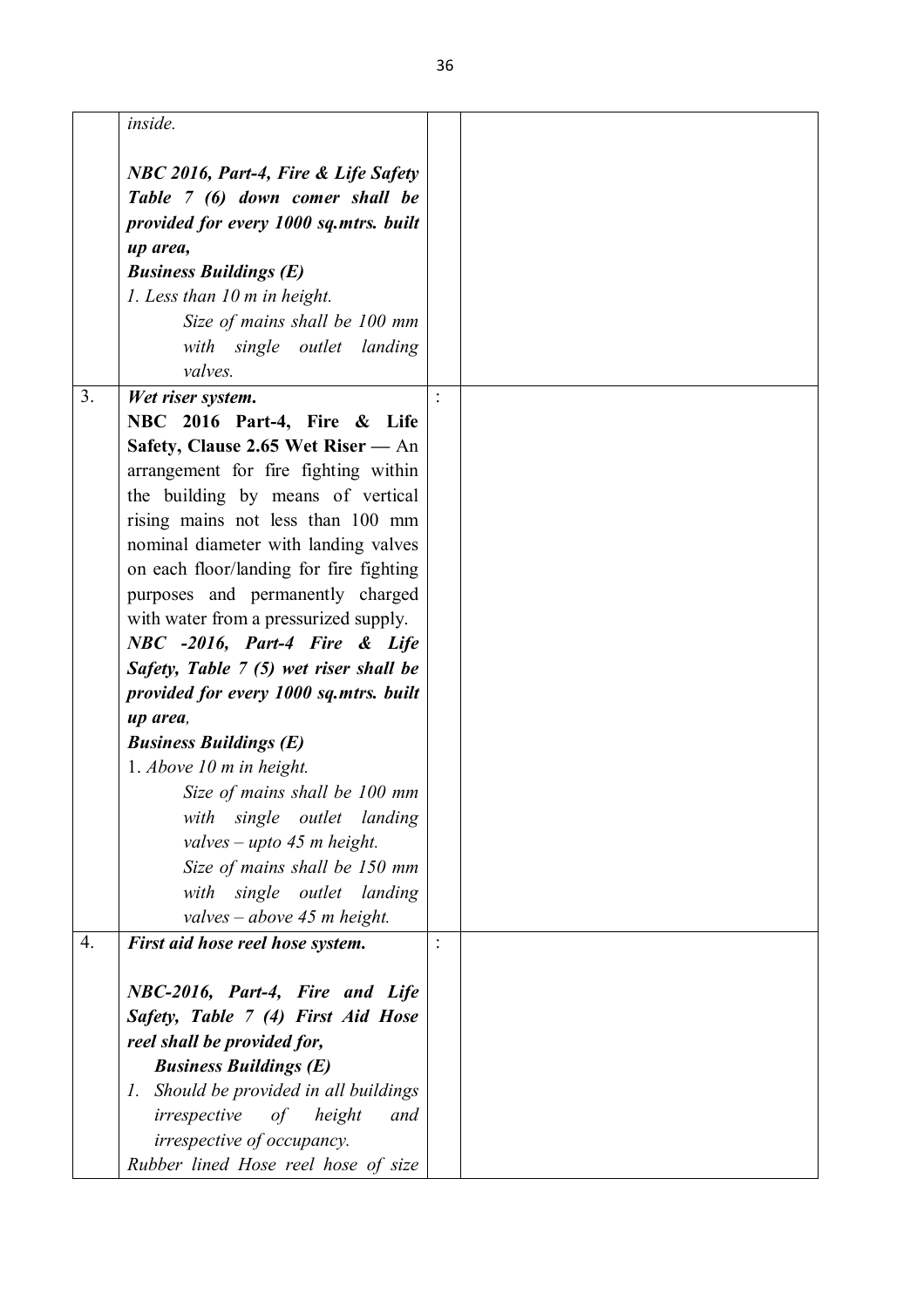| | | | |
|---|---|---|---|
| | *inside.*<br><br>***NBC 2016, Part-4, Fire & Life Safety Table 7 (6) down comer shall be provided for every 1000 sq.mtrs. built up area,***<br>***Business Buildings (E)***<br>*1. Less than 10 m in height.*<br>*Size of mains shall be 100 mm with single outlet landing valves.* | | |
| 3. | ***Wet riser system.***<br>**NBC 2016 Part-4, Fire & Life Safety, Clause 2.65 Wet Riser —** An arrangement for fire fighting within the building by means of vertical rising mains not less than 100 mm nominal diameter with landing valves on each floor/landing for fire fighting purposes and permanently charged with water from a pressurized supply.<br>***NBC -2016, Part-4 Fire & Life Safety, Table 7 (5) wet riser shall be provided for every 1000 sq.mtrs. built up area,***<br>***Business Buildings (E)***<br>1. *Above 10 m in height.*<br>*Size of mains shall be 100 mm with single outlet landing valves – upto 45 m height.*<br>*Size of mains shall be 150 mm with single outlet landing valves – above 45 m height.* | : | |
| 4. | ***First aid hose reel hose system.***<br><br>***NBC-2016, Part-4, Fire and Life Safety, Table 7 (4) First Aid Hose reel shall be provided for,***<br>***Business Buildings (E)***<br>*1. Should be provided in all buildings irrespective of height and irrespective of occupancy.*<br>*Rubber lined Hose reel hose of size* | : | |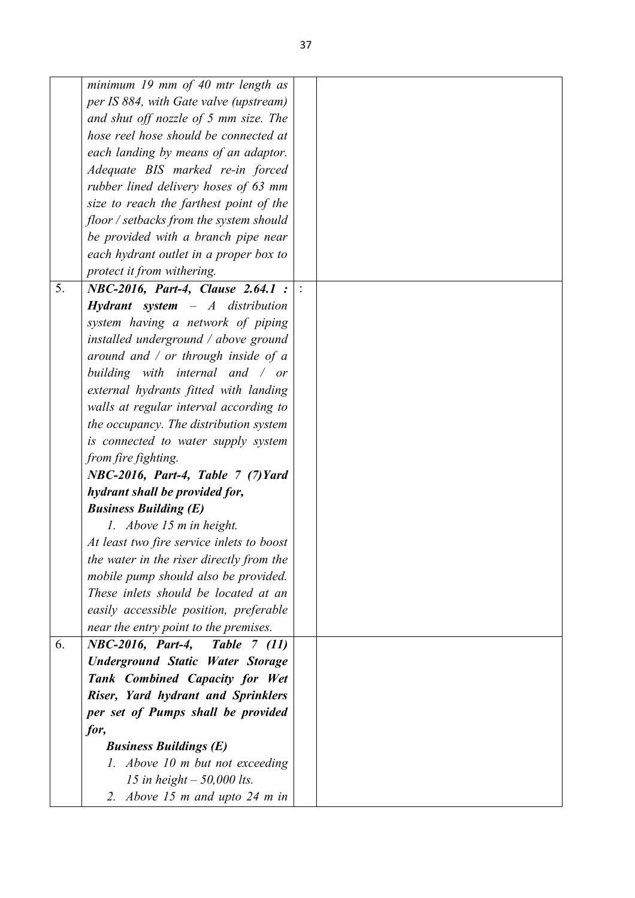| | | | |
|---|---|---|---|
| | *minimum 19 mm of 40 mtr length as per IS 884, with Gate valve (upstream) and shut off nozzle of 5 mm size. The hose reel hose should be connected at each landing by means of an adaptor. Adequate BIS marked re-in forced rubber lined delivery hoses of 63 mm size to reach the farthest point of the floor / setbacks from the system should be provided with a branch pipe near each hydrant outlet in a proper box to protect it from withering.* | | |
| 5. | ***NBC-2016, Part-4, Clause 2.64.1 :*** ***Hydrant system*** *– A distribution system having a network of piping installed underground / above ground around and / or through inside of a building with internal and / or external hydrants fitted with landing walls at regular interval according to the occupancy. The distribution system is connected to water supply system from fire fighting.* <br> ***NBC-2016, Part-4, Table 7 (7)Yard hydrant shall be provided for,*** <br> ***Business Building (E)*** <br> *1. Above 15 m in height.* <br> *At least two fire service inlets to boost the water in the riser directly from the mobile pump should also be provided. These inlets should be located at an easily accessible position, preferable near the entry point to the premises.* | : | |
| 6. | ***NBC-2016, Part-4, Table 7 (11) Underground Static Water Storage Tank Combined Capacity for Wet Riser, Yard hydrant and Sprinklers per set of Pumps shall be provided for,*** <br> ***Business Buildings (E)*** <br> *1. Above 10 m but not exceeding 15 in height – 50,000 lts.* <br> *2. Above 15 m and upto 24 m in* | | |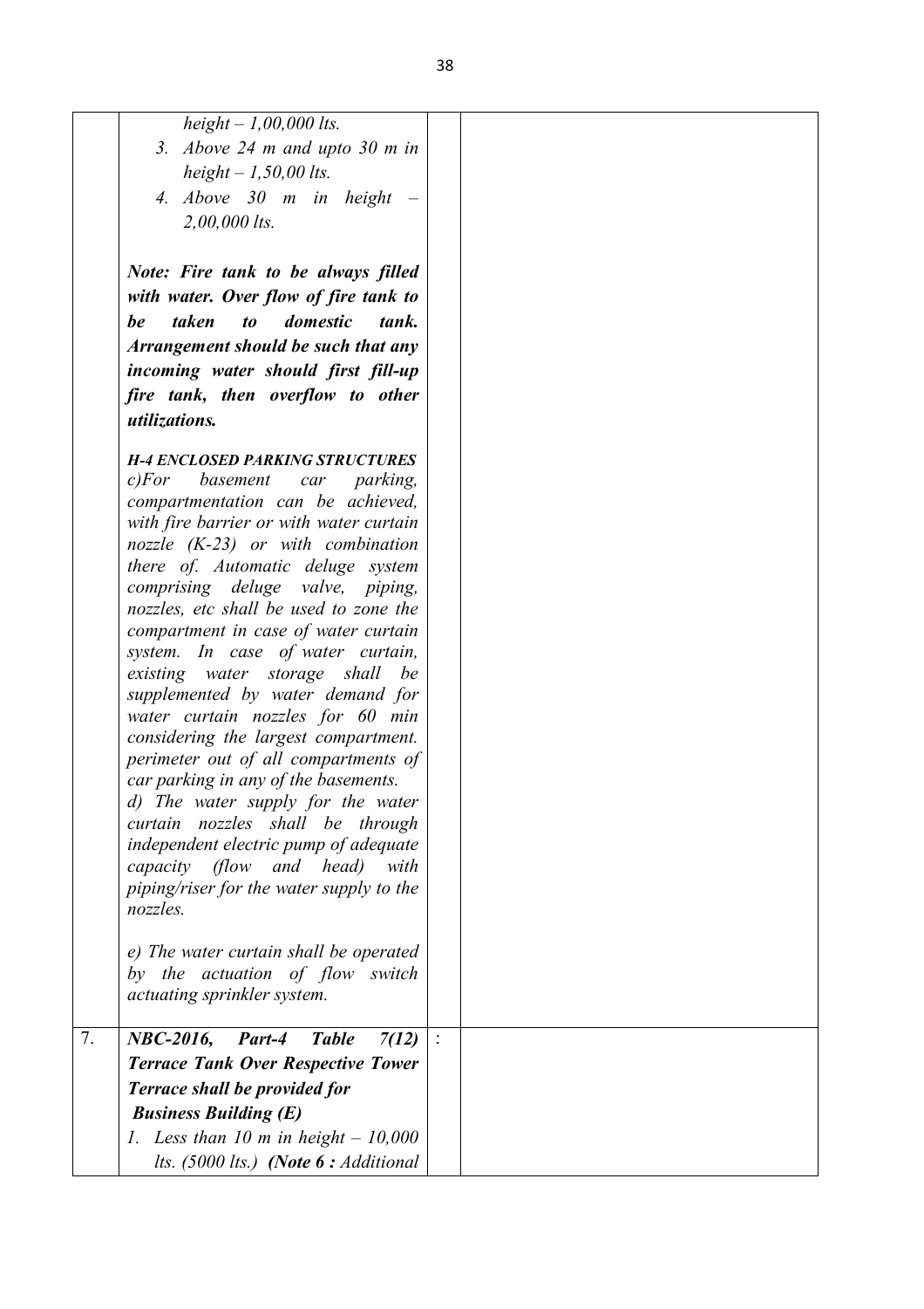| | | | |
|---|---|---|---|
| | *height – 1,00,000 lts.*<br>3. *Above 24 m and upto 30 m in height – 1,50,00 lts.*<br>4. *Above 30 m in height – 2,00,000 lts.*<br><br>***Note: Fire tank to be always filled with water. Over flow of fire tank to be taken to domestic tank. Arrangement should be such that any incoming water should first fill-up fire tank, then overflow to other utilizations.***<br><br>***H-4 ENCLOSED PARKING STRUCTURES***<br>*c)For basement car parking, compartmentation can be achieved, with fire barrier or with water curtain nozzle (K-23) or with combination there of. Automatic deluge system comprising deluge valve, piping, nozzles, etc shall be used to zone the compartment in case of water curtain system. In case of water curtain, existing water storage shall be supplemented by water demand for water curtain nozzles for 60 min considering the largest compartment. perimeter out of all compartments of car parking in any of the basements.*<br>*d) The water supply for the water curtain nozzles shall be through independent electric pump of adequate capacity (flow and head) with piping/riser for the water supply to the nozzles.*<br><br>*e) The water curtain shall be operated by the actuation of flow switch actuating sprinkler system.* | | |
| 7. | ***NBC-2016, Part-4 Table 7(12)***<br>***Terrace Tank Over Respective Tower Terrace shall be provided for***<br>***Business Building (E)***<br>1. *Less than 10 m in height – 10,000 lts. (5000 lts.)* ***(Note 6 :*** *Additional* | : | |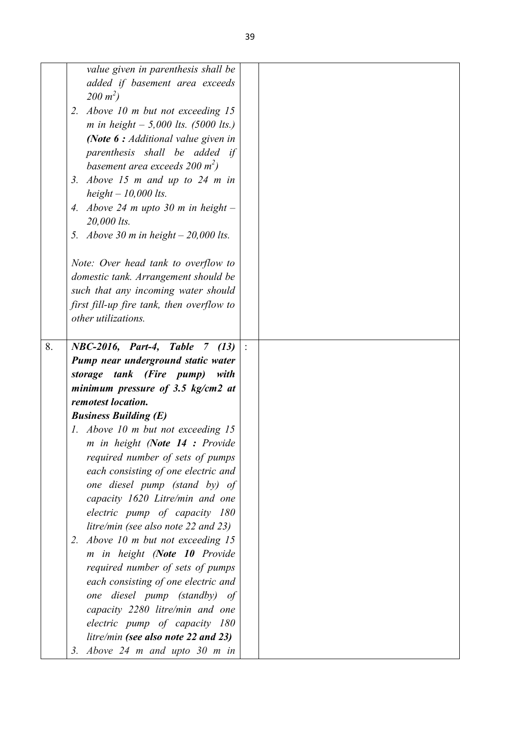| | | | |
|---|---|---|---|
| | *value given in parenthesis shall be added if basement area exceeds 200 $m^2$)*<br>2. *Above 10 m but not exceeding 15 m in height – 5,000 lts. (5000 lts.)* ***(Note 6 :*** *Additional value given in parenthesis shall be added if basement area exceeds 200 $m^2$)*<br>3. *Above 15 m and up to 24 m in height – 10,000 lts.*<br>4. *Above 24 m upto 30 m in height – 20,000 lts.*<br>5. *Above 30 m in height – 20,000 lts.*<br><br>*Note: Over head tank to overflow to domestic tank. Arrangement should be such that any incoming water should first fill-up fire tank, then overflow to other utilizations.* | | |
| 8. | ***NBC-2016, Part-4, Table 7 (13)*** ***Pump near underground static water storage tank (Fire pump) with minimum pressure of 3.5 kg/cm2 at remotest location.*** ***Business Building (E)***<br>1. *Above 10 m but not exceeding 15 m in height (**Note 14 :** Provide required number of sets of pumps each consisting of one electric and one diesel pump (stand by) of capacity 1620 Litre/min and one electric pump of capacity 180 litre/min (see also note 22 and 23)*<br>2. *Above 10 m but not exceeding 15 m in height (**Note 10** Provide required number of sets of pumps each consisting of one electric and one diesel pump (standby) of capacity 2280 litre/min and one electric pump of capacity 180 litre/min **(see also note 22 and 23)***<br>3. *Above 24 m and upto 30 m in* | : | |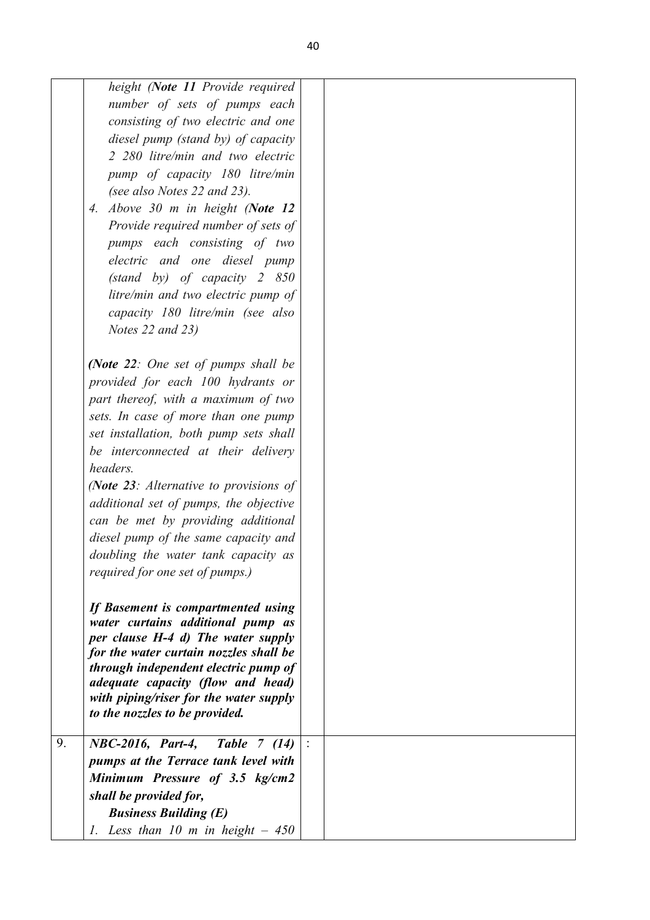|  |  |  |  |
|---|---|---|---|
|  | *height (**Note 11** Provide required number of sets of pumps each consisting of two electric and one diesel pump (stand by) of capacity 2 280 litre/min and two electric pump of capacity 180 litre/min (see also Notes 22 and 23).*<br>*4. Above 30 m in height (**Note 12** Provide required number of sets of pumps each consisting of two electric and one diesel pump (stand by) of capacity 2 850 litre/min and two electric pump of capacity 180 litre/min (see also Notes 22 and 23)*<br><br>*(**Note 22**: One set of pumps shall be provided for each 100 hydrants or part thereof, with a maximum of two sets. In case of more than one pump set installation, both pump sets shall be interconnected at their delivery headers.*<br>*(**Note 23**: Alternative to provisions of additional set of pumps, the objective can be met by providing additional diesel pump of the same capacity and doubling the water tank capacity as required for one set of pumps.)*<br><br>***If Basement is compartmented using water curtains additional pump as per clause H-4 d) The water supply for the water curtain nozzles shall be through independent electric pump of adequate capacity (flow and head) with piping/riser for the water supply to the nozzles to be provided.*** |  |  |
| 9. | ***NBC-2016, Part-4, Table 7 (14) pumps at the Terrace tank level with Minimum Pressure of 3.5 kg/cm2 shall be provided for,***<br>***Business Building (E)***<br>*1. Less than 10 m in height – 450* | : |  |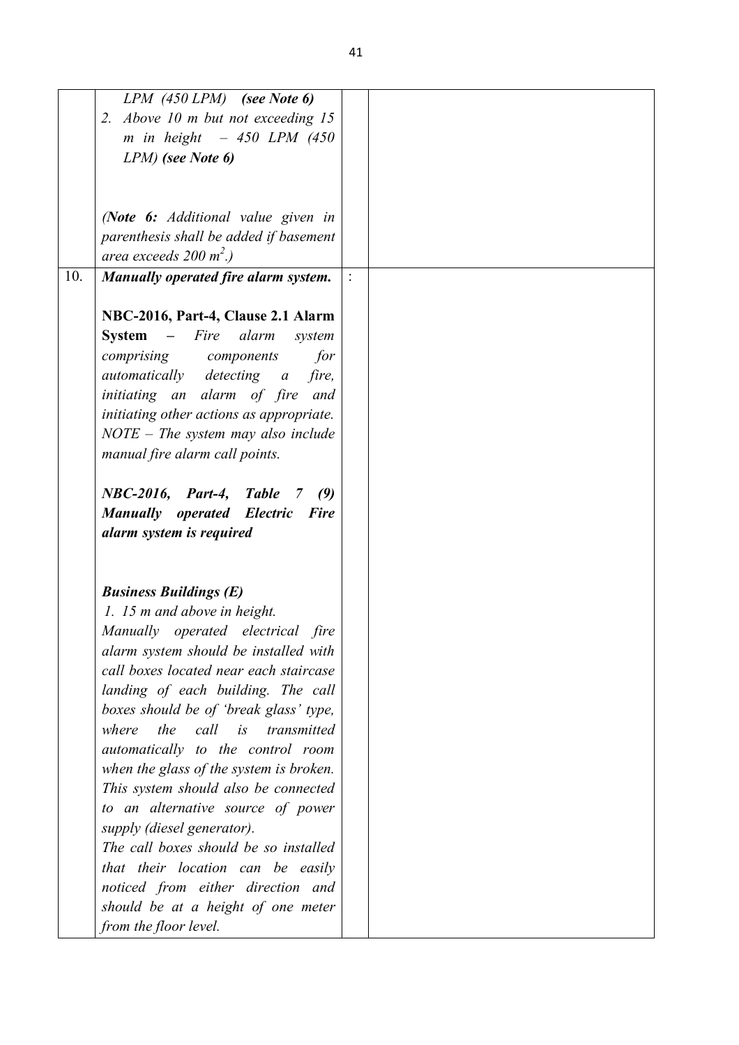| | | | |
|---|---|---|---|
| | *LPM (450 LPM)* ***(see Note 6)***<br>2. *Above 10 m but not exceeding 15 m in height – 450 LPM (450 LPM)* ***(see Note 6)***<br><br>*(**Note 6:** Additional value given in parenthesis shall be added if basement area exceeds 200 $m^2$.)* | | |
| 10. | ***Manually operated fire alarm system.***<br><br>**NBC-2016, Part-4, Clause 2.1 Alarm System –** *Fire alarm system comprising components for automatically detecting a fire, initiating an alarm of fire and initiating other actions as appropriate. NOTE – The system may also include manual fire alarm call points.*<br><br>***NBC-2016, Part-4, Table 7 (9) Manually operated Electric Fire alarm system is required***<br><br>***Business Buildings (E)***<br>*1. 15 m and above in height.*<br>*Manually operated electrical fire alarm system should be installed with call boxes located near each staircase landing of each building. The call boxes should be of 'break glass' type, where the call is transmitted automatically to the control room when the glass of the system is broken. This system should also be connected to an alternative source of power supply (diesel generator).*<br>*The call boxes should be so installed that their location can be easily noticed from either direction and should be at a height of one meter from the floor level.* | : | |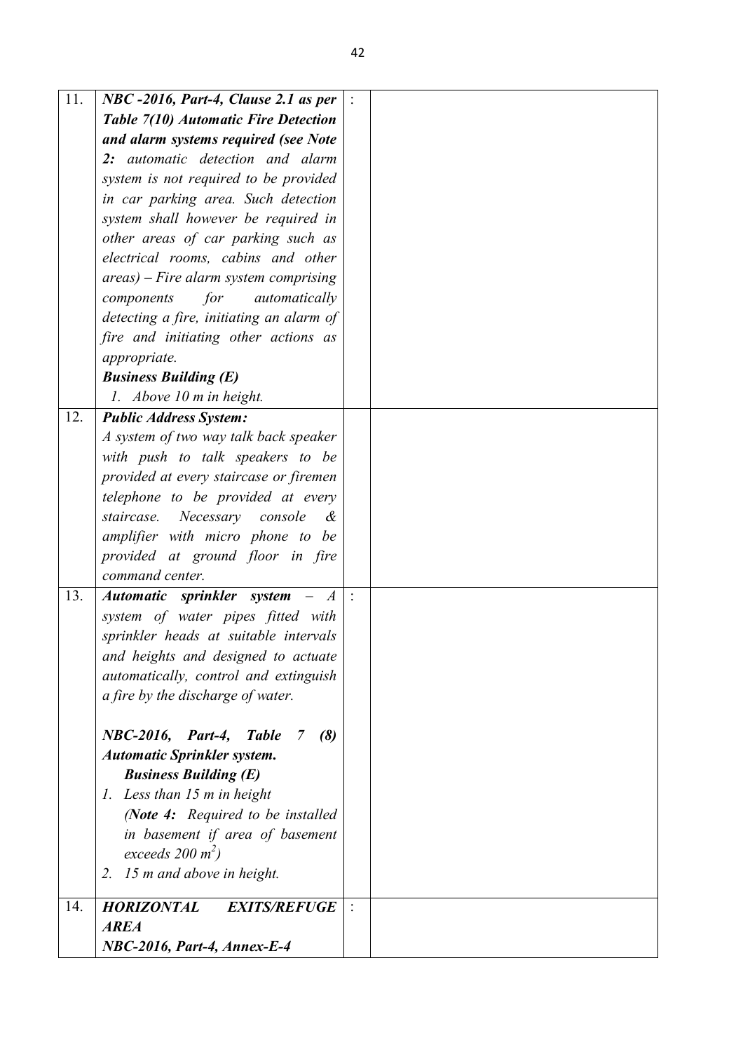| | | | |
|---|---|---|---|
| 11. | ***NBC -2016, Part-4, Clause 2.1 as per Table 7(10) Automatic Fire Detection and alarm systems required (see Note 2:** automatic detection and alarm system is not required to be provided in car parking area. Such detection system shall however be required in other areas of car parking such as electrical rooms, cabins and other areas)* ***–*** *Fire alarm system comprising components for automatically detecting a fire, initiating an alarm of fire and initiating other actions as appropriate.*<br>***Business Building (E)***<br>*1. Above 10 m in height.* | : | |
| 12. | ***Public Address System:***<br>*A system of two way talk back speaker with push to talk speakers to be provided at every staircase or firemen telephone to be provided at every staircase. Necessary console & amplifier with micro phone to be provided at ground floor in fire command center.* | | |
| 13. | ***Automatic sprinkler system*** *– A system of water pipes fitted with sprinkler heads at suitable intervals and heights and designed to actuate automatically, control and extinguish a fire by the discharge of water.*<br><br>***NBC-2016, Part-4, Table 7 (8) Automatic Sprinkler system.***<br>***Business Building (E)***<br>*1. Less than 15 m in height*<br>*(**Note 4:** Required to be installed in basement if area of basement exceeds 200 $m^2$)*<br>*2. 15 m and above in height.* | : | |
| 14. | ***HORIZONTAL EXITS/REFUGE AREA***<br>***NBC-2016, Part-4, Annex-E-4*** | : | |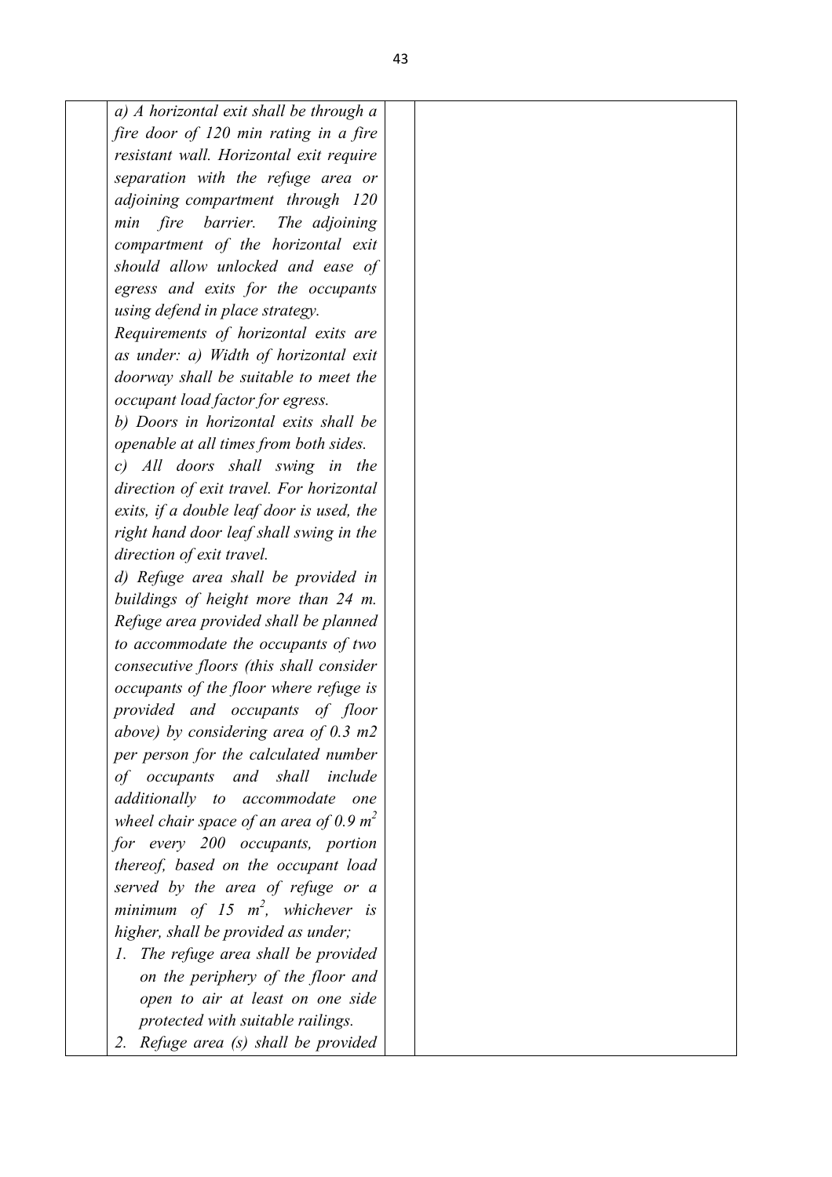| | | | |
|---|---|---|---|
| | *a) A horizontal exit shall be through a fire door of 120 min rating in a fire resistant wall. Horizontal exit require separation with the refuge area or adjoining compartment through 120 min fire barrier. The adjoining compartment of the horizontal exit should allow unlocked and ease of egress and exits for the occupants using defend in place strategy.*<br>*Requirements of horizontal exits are as under: a) Width of horizontal exit doorway shall be suitable to meet the occupant load factor for egress.*<br>*b) Doors in horizontal exits shall be openable at all times from both sides.*<br>*c) All doors shall swing in the direction of exit travel. For horizontal exits, if a double leaf door is used, the right hand door leaf shall swing in the direction of exit travel.*<br>*d) Refuge area shall be provided in buildings of height more than 24 m. Refuge area provided shall be planned to accommodate the occupants of two consecutive floors (this shall consider occupants of the floor where refuge is provided and occupants of floor above) by considering area of 0.3 m2 per person for the calculated number of occupants and shall include additionally to accommodate one wheel chair space of an area of 0.9 $m^2$ for every 200 occupants, portion thereof, based on the occupant load served by the area of refuge or a minimum of 15 $m^2$, whichever is higher, shall be provided as under;*<br>*1. The refuge area shall be provided on the periphery of the floor and open to air at least on one side protected with suitable railings.*<br>*2. Refuge area (s) shall be provided* | | |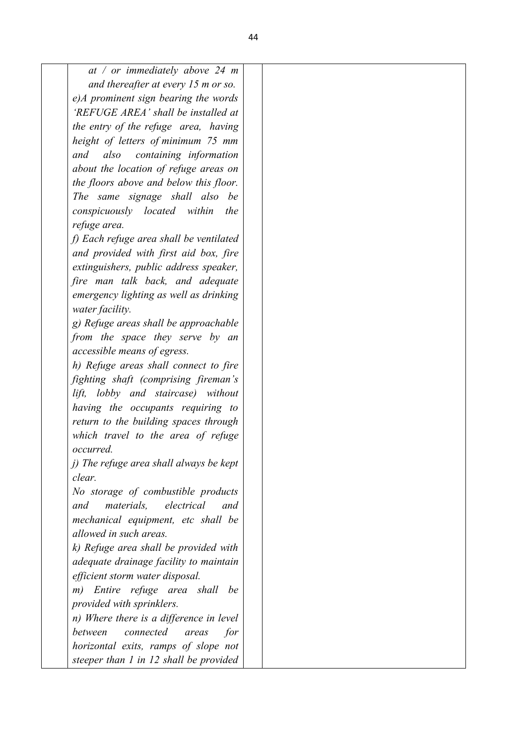| | | | |
|---|---|---|---|
| | *at / or immediately above 24 m and thereafter at every 15 m or so.*<br>*e)A prominent sign bearing the words 'REFUGE AREA' shall be installed at the entry of the refuge area, having height of letters of minimum 75 mm and also containing information about the location of refuge areas on the floors above and below this floor. The same signage shall also be conspicuously located within the refuge area.*<br>*f) Each refuge area shall be ventilated and provided with first aid box, fire extinguishers, public address speaker, fire man talk back, and adequate emergency lighting as well as drinking water facility.*<br>*g) Refuge areas shall be approachable from the space they serve by an accessible means of egress.*<br>*h) Refuge areas shall connect to fire fighting shaft (comprising fireman's lift, lobby and staircase) without having the occupants requiring to return to the building spaces through which travel to the area of refuge occurred.*<br>*j) The refuge area shall always be kept clear.*<br>*No storage of combustible products and materials, electrical and mechanical equipment, etc shall be allowed in such areas.*<br>*k) Refuge area shall be provided with adequate drainage facility to maintain efficient storm water disposal.*<br>*m) Entire refuge area shall be provided with sprinklers.*<br>*n) Where there is a difference in level between connected areas for horizontal exits, ramps of slope not steeper than 1 in 12 shall be provided* | | |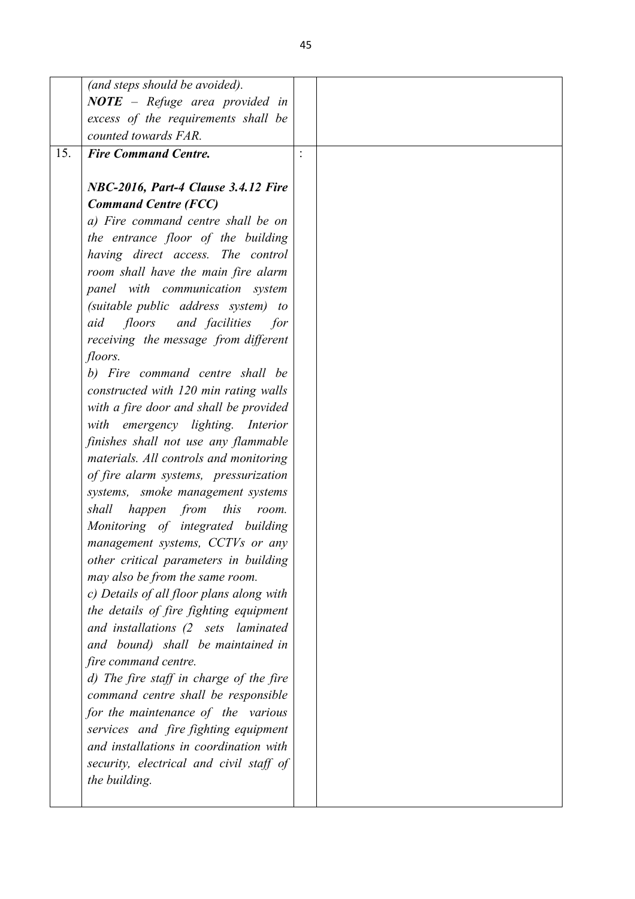|  |  |  |  |
|---|---|---|---|
|  | *(and steps should be avoided).*<br>***NOTE*** *– Refuge area provided in excess of the requirements shall be counted towards FAR.* |  |  |
| 15. | ***Fire Command Centre.***<br><br>***NBC-2016, Part-4 Clause 3.4.12 Fire Command Centre (FCC)***<br>*a) Fire command centre shall be on the entrance floor of the building having direct access. The control room shall have the main fire alarm panel with communication system (suitable public address system) to aid floors and facilities for receiving the message from different floors.*<br>*b) Fire command centre shall be constructed with 120 min rating walls with a fire door and shall be provided with emergency lighting. Interior finishes shall not use any flammable materials. All controls and monitoring of fire alarm systems, pressurization systems, smoke management systems shall happen from this room. Monitoring of integrated building management systems, CCTVs or any other critical parameters in building may also be from the same room.*<br>*c) Details of all floor plans along with the details of fire fighting equipment and installations (2 sets laminated and bound) shall be maintained in fire command centre.*<br>*d) The fire staff in charge of the fire command centre shall be responsible for the maintenance of the various services and fire fighting equipment and installations in coordination with security, electrical and civil staff of the building.* | : |  |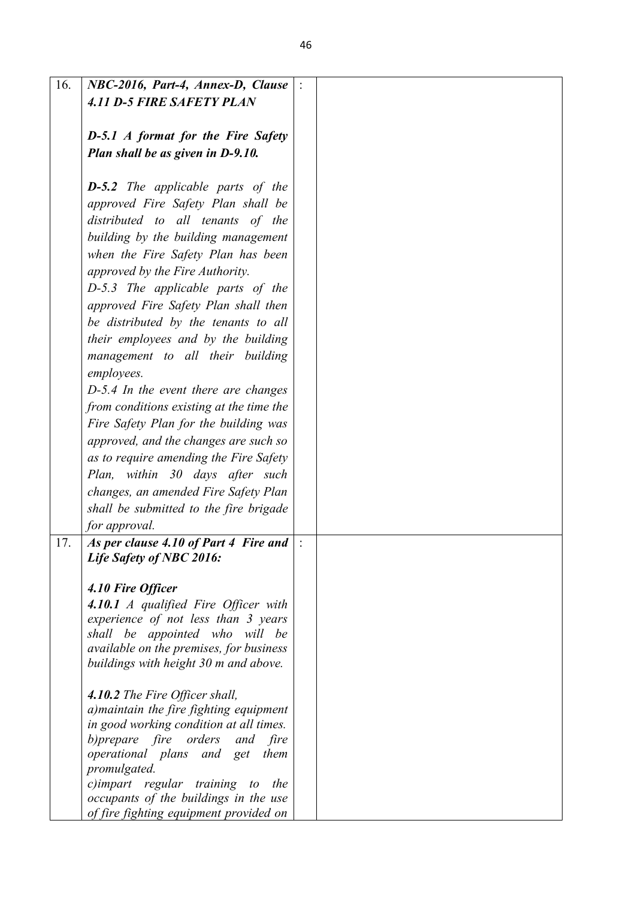| 16. | ***NBC-2016, Part-4, Annex-D, Clause 4.11 D-5 FIRE SAFETY PLAN***<br><br>***D-5.1 A format for the Fire Safety Plan shall be as given in D-9.10.***<br><br>***D-5.2*** *The applicable parts of the approved Fire Safety Plan shall be distributed to all tenants of the building by the building management when the Fire Safety Plan has been approved by the Fire Authority.*<br>*D-5.3 The applicable parts of the approved Fire Safety Plan shall then be distributed by the tenants to all their employees and by the building management to all their building employees.*<br>*D-5.4 In the event there are changes from conditions existing at the time the Fire Safety Plan for the building was approved, and the changes are such so as to require amending the Fire Safety Plan, within 30 days after such changes, an amended Fire Safety Plan shall be submitted to the fire brigade for approval.* | : | |
|---|---|---|---|
| 17. | ***As per clause 4.10 of Part 4 Fire and Life Safety of NBC 2016:***<br><br>***4.10 Fire Officer***<br>***4.10.1*** *A qualified Fire Officer with experience of not less than 3 years shall be appointed who will be available on the premises, for business buildings with height 30 m and above.*<br><br>***4.10.2*** *The Fire Officer shall,*<br>*a)maintain the fire fighting equipment in good working condition at all times.*<br>*b)prepare fire orders and fire operational plans and get them promulgated.*<br>*c)impart regular training to the occupants of the buildings in the use of fire fighting equipment provided on* | : | |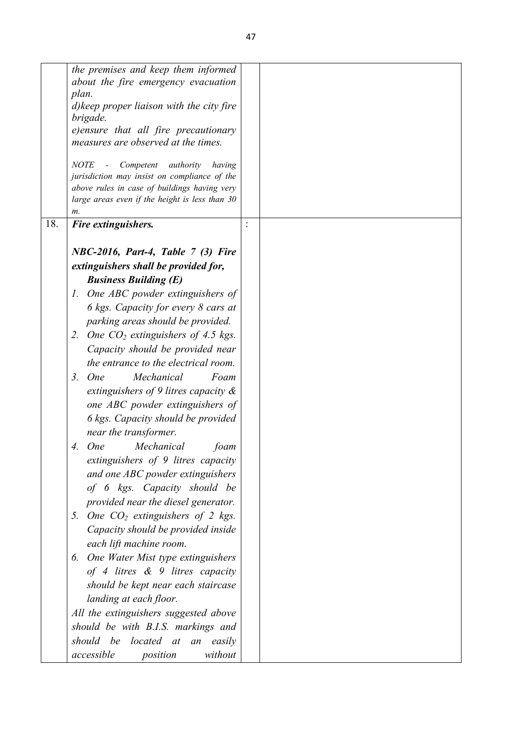| | | | |
|---|---|---|---|
| | *the premises and keep them informed about the fire emergency evacuation plan.*<br>*d)keep proper liaison with the city fire brigade.*<br>*e)ensure that all fire precautionary measures are observed at the times.*<br><br>*NOTE - Competent authority having jurisdiction may insist on compliance of the above rules in case of buildings having very large areas even if the height is less than 30 m.* | | |
| 18. | ***Fire extinguishers.***<br><br>***NBC-2016, Part-4, Table 7 (3) Fire extinguishers shall be provided for,***<br>***Business Building (E)***<br>*1. One ABC powder extinguishers of 6 kgs. Capacity for every 8 cars at parking areas should be provided.*<br>*2. One $CO_2$ extinguishers of 4.5 kgs. Capacity should be provided near the entrance to the electrical room.*<br>*3. One Mechanical Foam extinguishers of 9 litres capacity & one ABC powder extinguishers of 6 kgs. Capacity should be provided near the transformer.*<br>*4. One Mechanical foam extinguishers of 9 litres capacity and one ABC powder extinguishers of 6 kgs. Capacity should be provided near the diesel generator.*<br>*5. One $CO_2$ extinguishers of 2 kgs. Capacity should be provided inside each lift machine room.*<br>*6. One Water Mist type extinguishers of 4 litres & 9 litres capacity should be kept near each staircase landing at each floor.*<br>*All the extinguishers suggested above should be with B.I.S. markings and should be located at an easily accessible position without* | : | |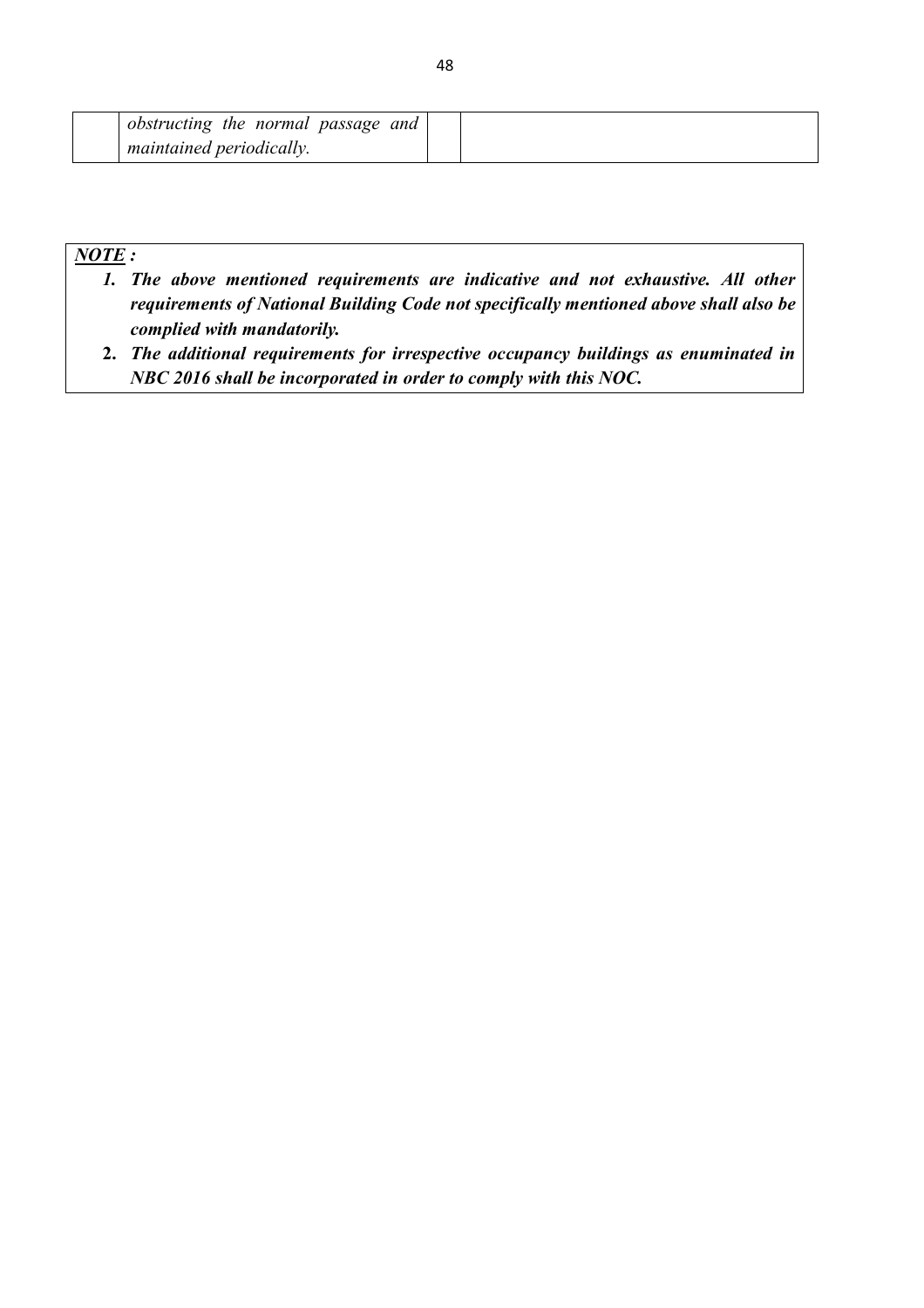| | | | |
|---|---|---|---|
| | *obstructing the normal passage and maintained periodically.* | | |

***NOTE :***

1. ***The above mentioned requirements are indicative and not exhaustive. All other requirements of National Building Code not specifically mentioned above shall also be complied with mandatorily.***
2. ***The additional requirements for irrespective occupancy buildings as enuminated in NBC 2016 shall be incorporated in order to comply with this NOC.***